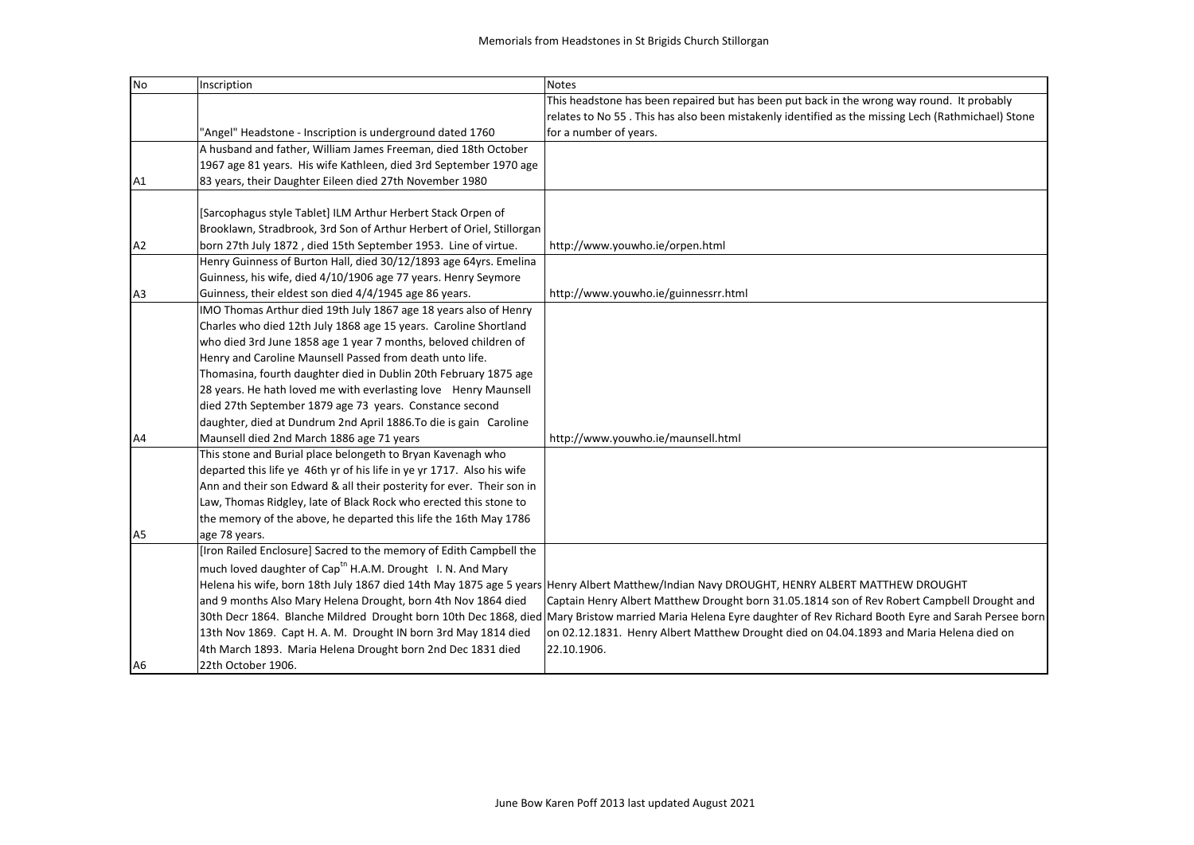# Memorials from Headstones in St Brigids Church Stillorgan

| No | Inscription | Notes |
|---|---|---|
| | "Angel" Headstone - Inscription is underground dated 1760 | This headstone has been repaired but has been put back in the wrong way round. It probably relates to No 55 . This has also been mistakenly identified as the missing Lech (Rathmichael) Stone for a number of years. |
| A1 | A husband and father, William James Freeman, died 18th October 1967 age 81 years. His wife Kathleen, died 3rd September 1970 age 83 years, their Daughter Eileen died 27th November 1980 | |
| A2 | [Sarcophagus style Tablet] ILM Arthur Herbert Stack Orpen of Brooklawn, Stradbrook, 3rd Son of Arthur Herbert of Oriel, Stillorgan born 27th July 1872 , died 15th September 1953. Line of virtue. | http://www.youwho.ie/orpen.html |
| A3 | Henry Guinness of Burton Hall, died 30/12/1893 age 64yrs. Emelina Guinness, his wife, died 4/10/1906 age 77 years. Henry Seymore Guinness, their eldest son died 4/4/1945 age 86 years. | http://www.youwho.ie/guinnessrr.html |
| A4 | IMO Thomas Arthur died 19th July 1867 age 18 years also of Henry Charles who died 12th July 1868 age 15 years. Caroline Shortland who died 3rd June 1858 age 1 year 7 months, beloved children of Henry and Caroline Maunsell Passed from death unto life. Thomasina, fourth daughter died in Dublin 20th February 1875 age 28 years. He hath loved me with everlasting love Henry Maunsell died 27th September 1879 age 73 years. Constance second daughter, died at Dundrum 2nd April 1886.To die is gain Caroline Maunsell died 2nd March 1886 age 71 years | http://www.youwho.ie/maunsell.html |
| A5 | This stone and Burial place belongeth to Bryan Kavenagh who departed this life ye 46th yr of his life in ye yr 1717. Also his wife Ann and their son Edward & all their posterity for ever. Their son in Law, Thomas Ridgley, late of Black Rock who erected this stone to the memory of the above, he departed this life the 16th May 1786 age 78 years. | |
| A6 | [Iron Railed Enclosure] Sacred to the memory of Edith Campbell the much loved daughter of Cap[tn] H.A.M. Drought I. N. And Mary Helena his wife, born 18th July 1867 died 14th May 1875 age 5 years and 9 months Also Mary Helena Drought, born 4th Nov 1864 died 30th Decr 1864. Blanche Mildred Drought born 10th Dec 1868, died 13th Nov 1869. Capt H. A. M. Drought IN born 3rd May 1814 died 4th March 1893. Maria Helena Drought born 2nd Dec 1831 died 22th October 1906. | Henry Albert Matthew/Indian Navy DROUGHT, HENRY ALBERT MATTHEW DROUGHT Captain Henry Albert Matthew Drought born 31.05.1814 son of Rev Robert Campbell Drought and Mary Bristow married Maria Helena Eyre daughter of Rev Richard Booth Eyre and Sarah Persee born on 02.12.1831. Henry Albert Matthew Drought died on 04.04.1893 and Maria Helena died on 22.10.1906. |

June Bow Karen Poff 2013 last updated August 2021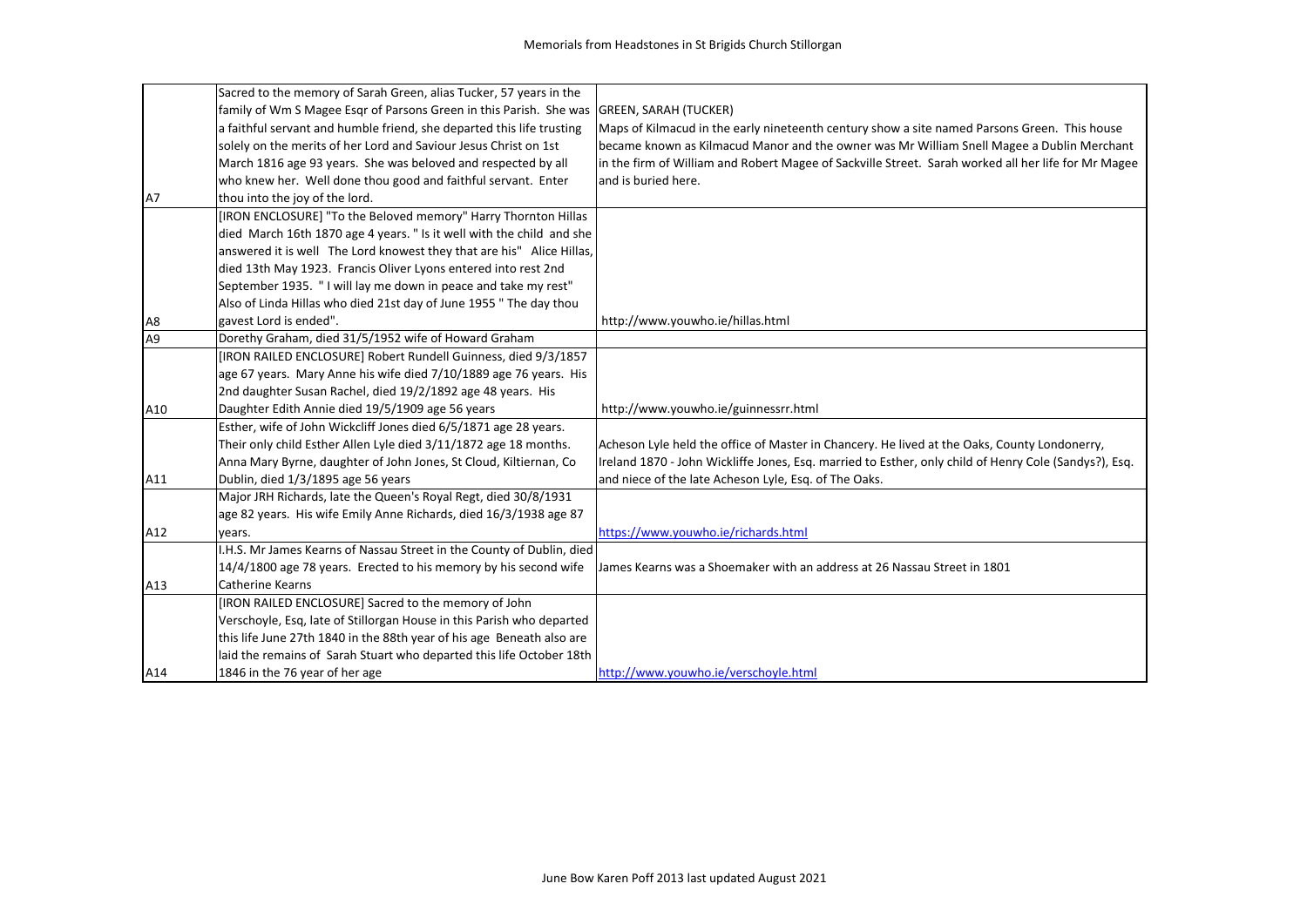# Memorials from Headstones in St Brigids Church Stillorgan

| | | |
|---|---|---|
| A7 | Sacred to the memory of Sarah Green, alias Tucker, 57 years in the family of Wm S Magee Esqr of Parsons Green in this Parish. She was a faithful servant and humble friend, she departed this life trusting solely on the merits of her Lord and Saviour Jesus Christ on 1st March 1816 age 93 years. She was beloved and respected by all who knew her. Well done thou good and faithful servant. Enter thou into the joy of the lord. | GREEN, SARAH (TUCKER) Maps of Kilmacud in the early nineteenth century show a site named Parsons Green. This house became known as Kilmacud Manor and the owner was Mr William Snell Magee a Dublin Merchant in the firm of William and Robert Magee of Sackville Street. Sarah worked all her life for Mr Magee and is buried here. |
| A8 | [IRON ENCLOSURE] "To the Beloved memory" Harry Thornton Hillas died March 16th 1870 age 4 years. " Is it well with the child and she answered it is well The Lord knowest they that are his" Alice Hillas, died 13th May 1923. Francis Oliver Lyons entered into rest 2nd September 1935. " I will lay me down in peace and take my rest" Also of Linda Hillas who died 21st day of June 1955 " The day thou gavest Lord is ended". | http://www.youwho.ie/hillas.html |
| A9 | Dorethy Graham, died 31/5/1952 wife of Howard Graham | |
| A10 | [IRON RAILED ENCLOSURE] Robert Rundell Guinness, died 9/3/1857 age 67 years. Mary Anne his wife died 7/10/1889 age 76 years. His 2nd daughter Susan Rachel, died 19/2/1892 age 48 years. His Daughter Edith Annie died 19/5/1909 age 56 years | http://www.youwho.ie/guinnessrr.html |
| A11 | Esther, wife of John Wickcliff Jones died 6/5/1871 age 28 years. Their only child Esther Allen Lyle died 3/11/1872 age 18 months. Anna Mary Byrne, daughter of John Jones, St Cloud, Kiltiernan, Co Dublin, died 1/3/1895 age 56 years | Acheson Lyle held the office of Master in Chancery. He lived at the Oaks, County Londonerry, Ireland 1870 - John Wickliffe Jones, Esq. married to Esther, only child of Henry Cole (Sandys?), Esq. and niece of the late Acheson Lyle, Esq. of The Oaks. |
| A12 | Major JRH Richards, late the Queen's Royal Regt, died 30/8/1931 age 82 years. His wife Emily Anne Richards, died 16/3/1938 age 87 years. | https://www.youwho.ie/richards.html |
| A13 | I.H.S. Mr James Kearns of Nassau Street in the County of Dublin, died 14/4/1800 age 78 years. Erected to his memory by his second wife Catherine Kearns | James Kearns was a Shoemaker with an address at 26 Nassau Street in 1801 |
| A14 | [IRON RAILED ENCLOSURE] Sacred to the memory of John Verschoyle, Esq, late of Stillorgan House in this Parish who departed this life June 27th 1840 in the 88th year of his age Beneath also are laid the remains of Sarah Stuart who departed this life October 18th 1846 in the 76 year of her age | http://www.youwho.ie/verschoyle.html |

June Bow Karen Poff 2013 last updated August 2021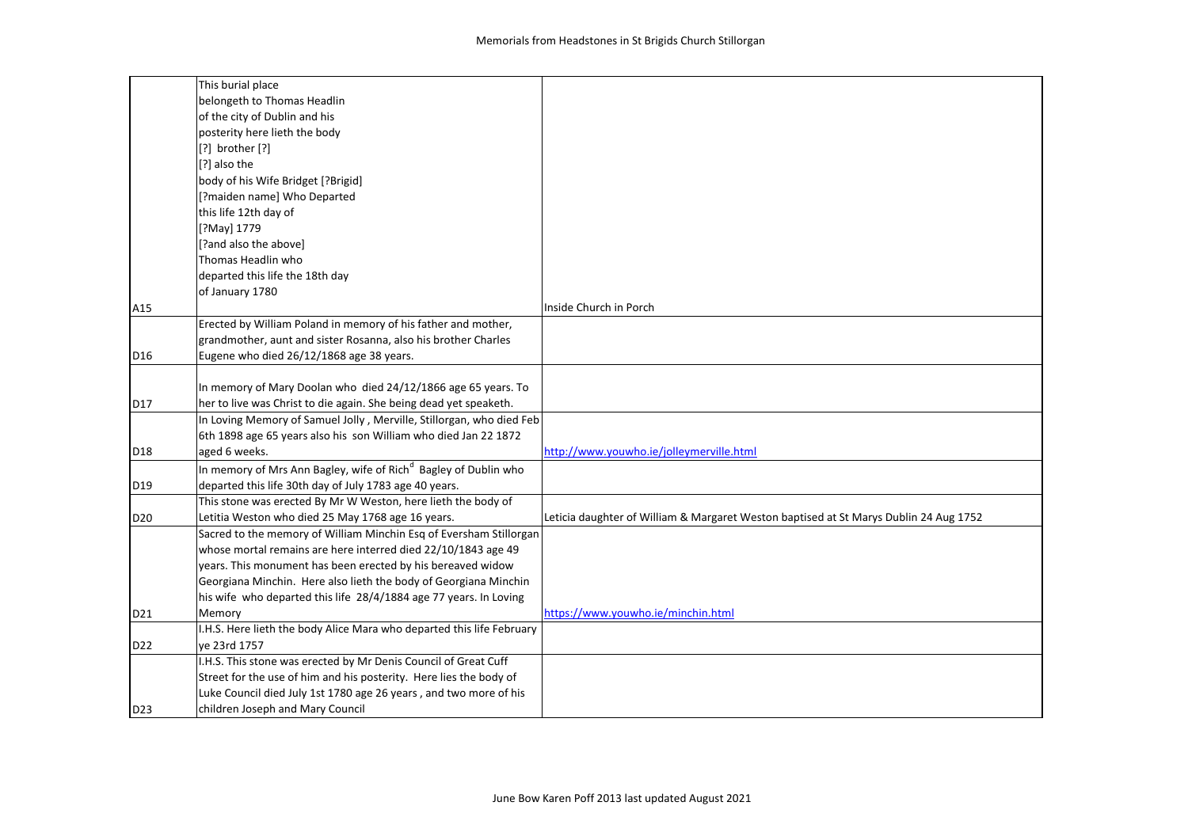| | | |
|---|---|---|
| A15 | This burial place belongeth to Thomas Headlin of the city of Dublin and his posterity here lieth the body [?] brother [?] [?] also the body of his Wife Bridget [?Brigid] [?maiden name] Who Departed this life 12th day of [?May] 1779 [?and also the above] Thomas Headlin who departed this life the 18th day of January 1780 | Inside Church in Porch |
| D16 | Erected by William Poland in memory of his father and mother, grandmother, aunt and sister Rosanna, also his brother Charles Eugene who died 26/12/1868 age 38 years. | |
| D17 | In memory of Mary Doolan who died 24/12/1866 age 65 years. To her to live was Christ to die again. She being dead yet speaketh. | |
| D18 | In Loving Memory of Samuel Jolly , Merville, Stillorgan, who died Feb 6th 1898 age 65 years also his son William who died Jan 22 1872 aged 6 weeks. | http://www.youwho.ie/jolleymerville.html |
| D19 | In memory of Mrs Ann Bagley, wife of Rich[d] Bagley of Dublin who departed this life 30th day of July 1783 age 40 years. | |
| D20 | This stone was erected By Mr W Weston, here lieth the body of Letitia Weston who died 25 May 1768 age 16 years. | Leticia daughter of William & Margaret Weston baptised at St Marys Dublin 24 Aug 1752 |
| D21 | Sacred to the memory of William Minchin Esq of Eversham Stillorgan whose mortal remains are here interred died 22/10/1843 age 49 years. This monument has been erected by his bereaved widow Georgiana Minchin. Here also lieth the body of Georgiana Minchin his wife who departed this life 28/4/1884 age 77 years. In Loving Memory | https://www.youwho.ie/minchin.html |
| D22 | I.H.S. Here lieth the body Alice Mara who departed this life February ye 23rd 1757 | |
| D23 | I.H.S. This stone was erected by Mr Denis Council of Great Cuff Street for the use of him and his posterity. Here lies the body of Luke Council died July 1st 1780 age 26 years , and two more of his children Joseph and Mary Council | |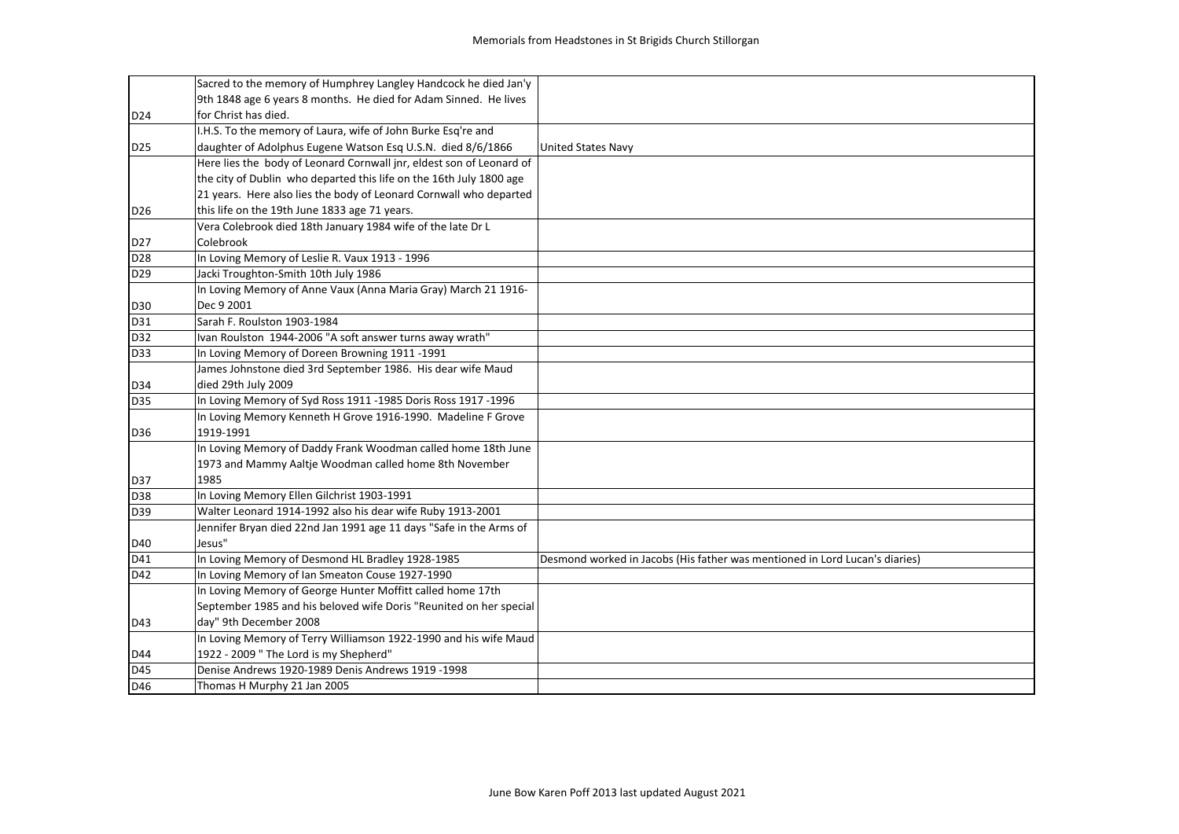# Memorials from Headstones in St Brigids Church Stillorgan

| | | |
|---|---|---|
| D24 | Sacred to the memory of Humphrey Langley Handcock he died Jan'y 9th 1848 age 6 years 8 months. He died for Adam Sinned. He lives for Christ has died. | |
| D25 | I.H.S. To the memory of Laura, wife of John Burke Esq're and daughter of Adolphus Eugene Watson Esq U.S.N. died 8/6/1866 | United States Navy |
| D26 | Here lies the body of Leonard Cornwall jnr, eldest son of Leonard of the city of Dublin who departed this life on the 16th July 1800 age 21 years. Here also lies the body of Leonard Cornwall who departed this life on the 19th June 1833 age 71 years. | |
| D27 | Vera Colebrook died 18th January 1984 wife of the late Dr L Colebrook | |
| D28 | In Loving Memory of Leslie R. Vaux 1913 - 1996 | |
| D29 | Jacki Troughton-Smith 10th July 1986 | |
| D30 | In Loving Memory of Anne Vaux (Anna Maria Gray) March 21 1916-Dec 9 2001 | |
| D31 | Sarah F. Roulston 1903-1984 | |
| D32 | Ivan Roulston 1944-2006 "A soft answer turns away wrath" | |
| D33 | In Loving Memory of Doreen Browning 1911 -1991 | |
| D34 | James Johnstone died 3rd September 1986. His dear wife Maud died 29th July 2009 | |
| D35 | In Loving Memory of Syd Ross 1911 -1985 Doris Ross 1917 -1996 | |
| D36 | In Loving Memory Kenneth H Grove 1916-1990. Madeline F Grove 1919-1991 | |
| D37 | In Loving Memory of Daddy Frank Woodman called home 18th June 1973 and Mammy Aaltje Woodman called home 8th November 1985 | |
| D38 | In Loving Memory Ellen Gilchrist 1903-1991 | |
| D39 | Walter Leonard 1914-1992 also his dear wife Ruby 1913-2001 | |
| D40 | Jennifer Bryan died 22nd Jan 1991 age 11 days "Safe in the Arms of Jesus" | |
| D41 | In Loving Memory of Desmond HL Bradley 1928-1985 | Desmond worked in Jacobs (His father was mentioned in Lord Lucan's diaries) |
| D42 | In Loving Memory of Ian Smeaton Couse 1927-1990 | |
| D43 | In Loving Memory of George Hunter Moffitt called home 17th September 1985 and his beloved wife Doris "Reunited on her special day" 9th December 2008 | |
| D44 | In Loving Memory of Terry Williamson 1922-1990 and his wife Maud 1922 - 2009 " The Lord is my Shepherd" | |
| D45 | Denise Andrews 1920-1989 Denis Andrews 1919 -1998 | |
| D46 | Thomas H Murphy 21 Jan 2005 | |

June Bow Karen Poff 2013 last updated August 2021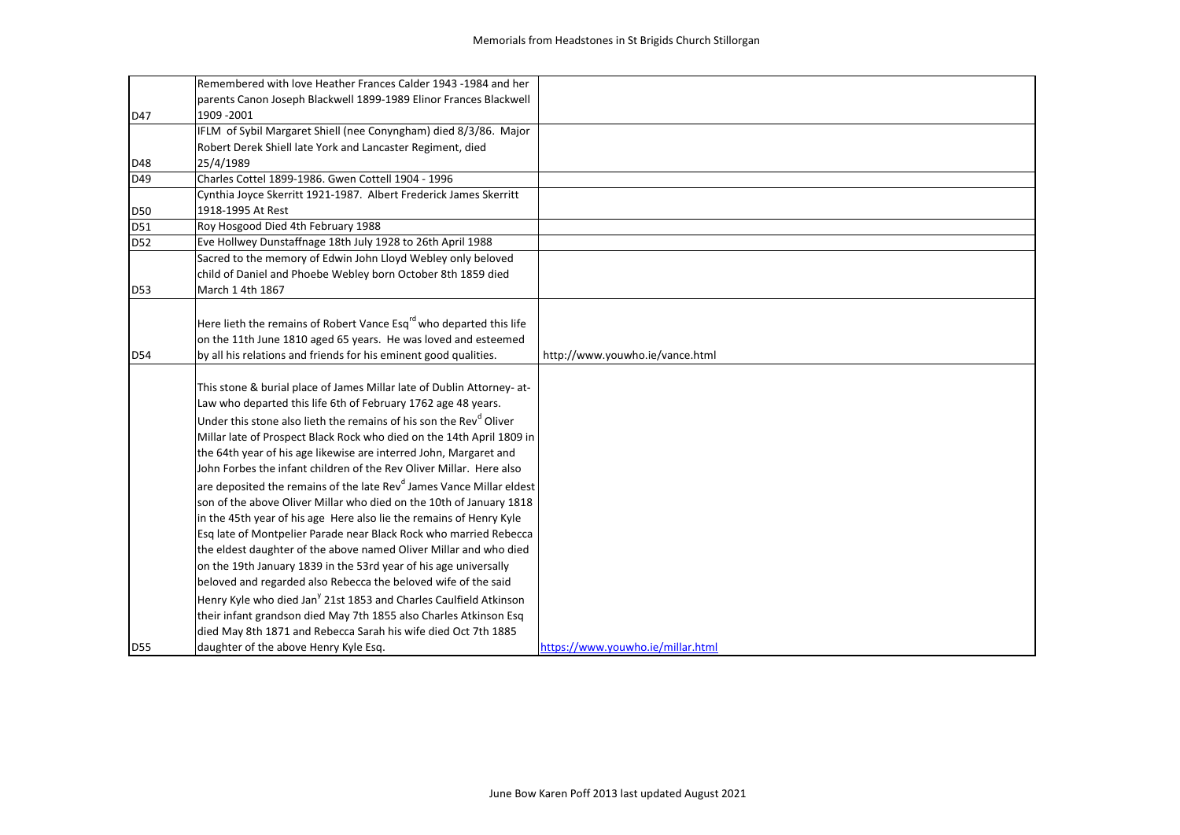| | | |
|---|---|---|
| D47 | Remembered with love Heather Frances Calder 1943 -1984 and her parents Canon Joseph Blackwell 1899-1989 Elinor Frances Blackwell 1909 -2001 | |
| D48 | IFLM of Sybil Margaret Shiell (nee Conyngham) died 8/3/86. Major Robert Derek Shiell late York and Lancaster Regiment, died 25/4/1989 | |
| D49 | Charles Cottel 1899-1986. Gwen Cottell 1904 - 1996 | |
| D50 | Cynthia Joyce Skerritt 1921-1987. Albert Frederick James Skerritt 1918-1995 At Rest | |
| D51 | Roy Hosgood Died 4th February 1988 | |
| D52 | Eve Hollwey Dunstaffnage 18th July 1928 to 26th April 1988 | |
| D53 | Sacred to the memory of Edwin John Lloyd Webley only beloved child of Daniel and Phoebe Webley born October 8th 1859 died March 1 4th 1867 | |
| D54 | Here lieth the remains of Robert Vance Esq[rd] who departed this life on the 11th June 1810 aged 65 years. He was loved and esteemed by all his relations and friends for his eminent good qualities. | http://www.youwho.ie/vance.html |
| D55 | This stone & burial place of James Millar late of Dublin Attorney- at-Law who departed this life 6th of February 1762 age 48 years. Under this stone also lieth the remains of his son the Rev[d] Oliver Millar late of Prospect Black Rock who died on the 14th April 1809 in the 64th year of his age likewise are interred John, Margaret and John Forbes the infant children of the Rev Oliver Millar. Here also are deposited the remains of the late Rev[d] James Vance Millar eldest son of the above Oliver Millar who died on the 10th of January 1818 in the 45th year of his age Here also lie the remains of Henry Kyle Esq late of Montpelier Parade near Black Rock who married Rebecca the eldest daughter of the above named Oliver Millar and who died on the 19th January 1839 in the 53rd year of his age universally beloved and regarded also Rebecca the beloved wife of the said Henry Kyle who died Jan[y] 21st 1853 and Charles Caulfield Atkinson their infant grandson died May 7th 1855 also Charles Atkinson Esq died May 8th 1871 and Rebecca Sarah his wife died Oct 7th 1885 daughter of the above Henry Kyle Esq. | https://www.youwho.ie/millar.html |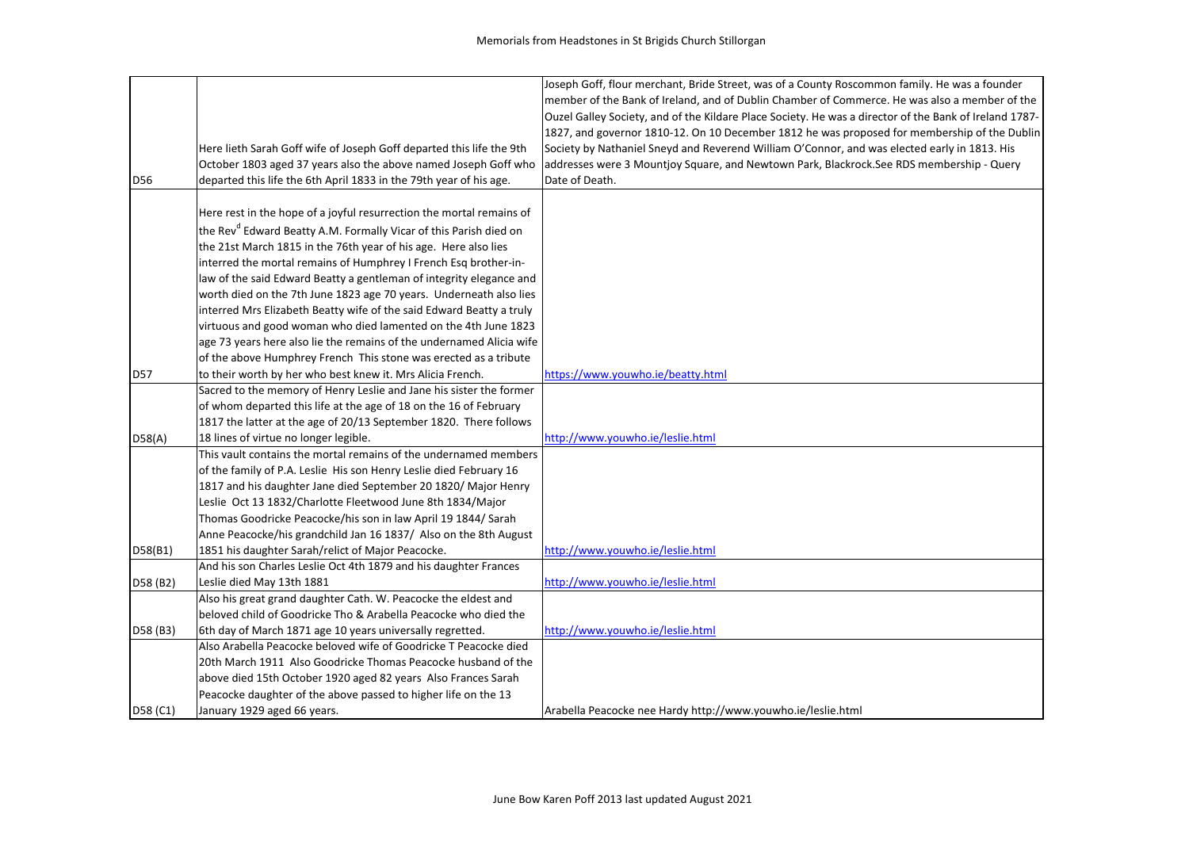# Memorials from Headstones in St Brigids Church Stillorgan

| | | |
|---|---|---|
| D56 | Here lieth Sarah Goff wife of Joseph Goff departed this life the 9th October 1803 aged 37 years also the above named Joseph Goff who departed this life the 6th April 1833 in the 79th year of his age. | Joseph Goff, flour merchant, Bride Street, was of a County Roscommon family. He was a founder member of the Bank of Ireland, and of Dublin Chamber of Commerce. He was also a member of the Ouzel Galley Society, and of the Kildare Place Society. He was a director of the Bank of Ireland 1787-1827, and governor 1810-12. On 10 December 1812 he was proposed for membership of the Dublin Society by Nathaniel Sneyd and Reverend William O'Connor, and was elected early in 1813. His addresses were 3 Mountjoy Square, and Newtown Park, Blackrock.See RDS membership - Query Date of Death. |
| D57 | Here rest in the hope of a joyful resurrection the mortal remains of the Rev[d] Edward Beatty A.M. Formally Vicar of this Parish died on the 21st March 1815 in the 76th year of his age. Here also lies interred the mortal remains of Humphrey I French Esq brother-in-law of the said Edward Beatty a gentleman of integrity elegance and worth died on the 7th June 1823 age 70 years. Underneath also lies interred Mrs Elizabeth Beatty wife of the said Edward Beatty a truly virtuous and good woman who died lamented on the 4th June 1823 age 73 years here also lie the remains of the undernamed Alicia wife of the above Humphrey French This stone was erected as a tribute to their worth by her who best knew it. Mrs Alicia French. | https://www.youwho.ie/beatty.html |
| D58(A) | Sacred to the memory of Henry Leslie and Jane his sister the former of whom departed this life at the age of 18 on the 16 of February 1817 the latter at the age of 20/13 September 1820. There follows 18 lines of virtue no longer legible. | http://www.youwho.ie/leslie.html |
| D58(B1) | This vault contains the mortal remains of the undernamed members of the family of P.A. Leslie His son Henry Leslie died February 16 1817 and his daughter Jane died September 20 1820/ Major Henry Leslie Oct 13 1832/Charlotte Fleetwood June 8th 1834/Major Thomas Goodricke Peacocke/his son in law April 19 1844/ Sarah Anne Peacocke/his grandchild Jan 16 1837/ Also on the 8th August 1851 his daughter Sarah/relict of Major Peacocke. | http://www.youwho.ie/leslie.html |
| D58 (B2) | And his son Charles Leslie Oct 4th 1879 and his daughter Frances Leslie died May 13th 1881 | http://www.youwho.ie/leslie.html |
| D58 (B3) | Also his great grand daughter Cath. W. Peacocke the eldest and beloved child of Goodricke Tho & Arabella Peacocke who died the 6th day of March 1871 age 10 years universally regretted. | http://www.youwho.ie/leslie.html |
| D58 (C1) | Also Arabella Peacocke beloved wife of Goodricke T Peacocke died 20th March 1911 Also Goodricke Thomas Peacocke husband of the above died 15th October 1920 aged 82 years Also Frances Sarah Peacocke daughter of the above passed to higher life on the 13 January 1929 aged 66 years. | Arabella Peacocke nee Hardy http://www.youwho.ie/leslie.html |

June Bow Karen Poff 2013 last updated August 2021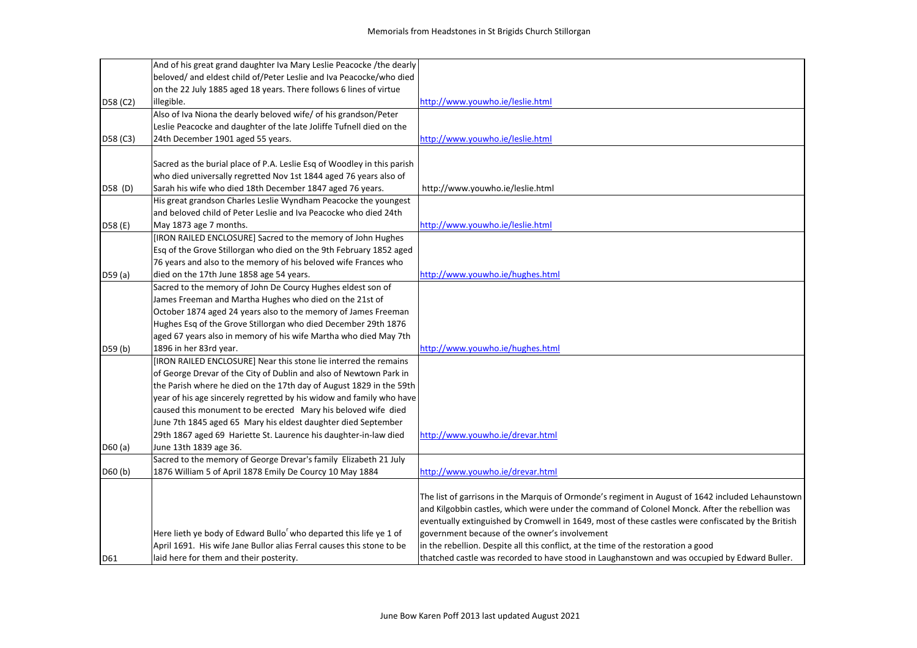# Memorials from Headstones in St Brigids Church Stillorgan

| | | |
|---|---|---|
| D58 (C2) | And of his great grand daughter Iva Mary Leslie Peacocke /the dearly beloved/ and eldest child of/Peter Leslie and Iva Peacocke/who died on the 22 July 1885 aged 18 years. There follows 6 lines of virtue illegible. | http://www.youwho.ie/leslie.html |
| D58 (C3) | Also of Iva Niona the dearly beloved wife/ of his grandson/Peter Leslie Peacocke and daughter of the late Joliffe Tufnell died on the 24th December 1901 aged 55 years. | http://www.youwho.ie/leslie.html |
| D58 (D) | Sacred as the burial place of P.A. Leslie Esq of Woodley in this parish who died universally regretted Nov 1st 1844 aged 76 years also of Sarah his wife who died 18th December 1847 aged 76 years. | http://www.youwho.ie/leslie.html |
| D58 (E) | His great grandson Charles Leslie Wyndham Peacocke the youngest and beloved child of Peter Leslie and Iva Peacocke who died 24th May 1873 age 7 months. | http://www.youwho.ie/leslie.html |
| D59 (a) | [IRON RAILED ENCLOSURE] Sacred to the memory of John Hughes Esq of the Grove Stillorgan who died on the 9th February 1852 aged 76 years and also to the memory of his beloved wife Frances who died on the 17th June 1858 age 54 years. | http://www.youwho.ie/hughes.html |
| D59 (b) | Sacred to the memory of John De Courcy Hughes eldest son of James Freeman and Martha Hughes who died on the 21st of October 1874 aged 24 years also to the memory of James Freeman Hughes Esq of the Grove Stillorgan who died December 29th 1876 aged 67 years also in memory of his wife Martha who died May 7th 1896 in her 83rd year. | http://www.youwho.ie/hughes.html |
| D60 (a) | [IRON RAILED ENCLOSURE] Near this stone lie interred the remains of George Drevar of the City of Dublin and also of Newtown Park in the Parish where he died on the 17th day of August 1829 in the 59th year of his age sincerely regretted by his widow and family who have caused this monument to be erected Mary his beloved wife died June 7th 1845 aged 65 Mary his eldest daughter died September 29th 1867 aged 69 Hariette St. Laurence his daughter-in-law died June 13th 1839 age 36. | http://www.youwho.ie/drevar.html |
| D60 (b) | Sacred to the memory of George Drevar's family Elizabeth 21 July 1876 William 5 of April 1878 Emily De Courcy 10 May 1884 | http://www.youwho.ie/drevar.html |
| D61 | Here lieth ye body of Edward Bullo[r] who departed this life ye 1 of April 1691. His wife Jane Bullor alias Ferral causes this stone to be laid here for them and their posterity. | The list of garrisons in the Marquis of Ormonde's regiment in August of 1642 included Lehaunstown and Kilgobbin castles, which were under the command of Colonel Monck. After the rebellion was eventually extinguished by Cromwell in 1649, most of these castles were confiscated by the British government because of the owner's involvement in the rebellion. Despite all this conflict, at the time of the restoration a good thatched castle was recorded to have stood in Laughanstown and was occupied by Edward Buller. |

June Bow Karen Poff 2013 last updated August 2021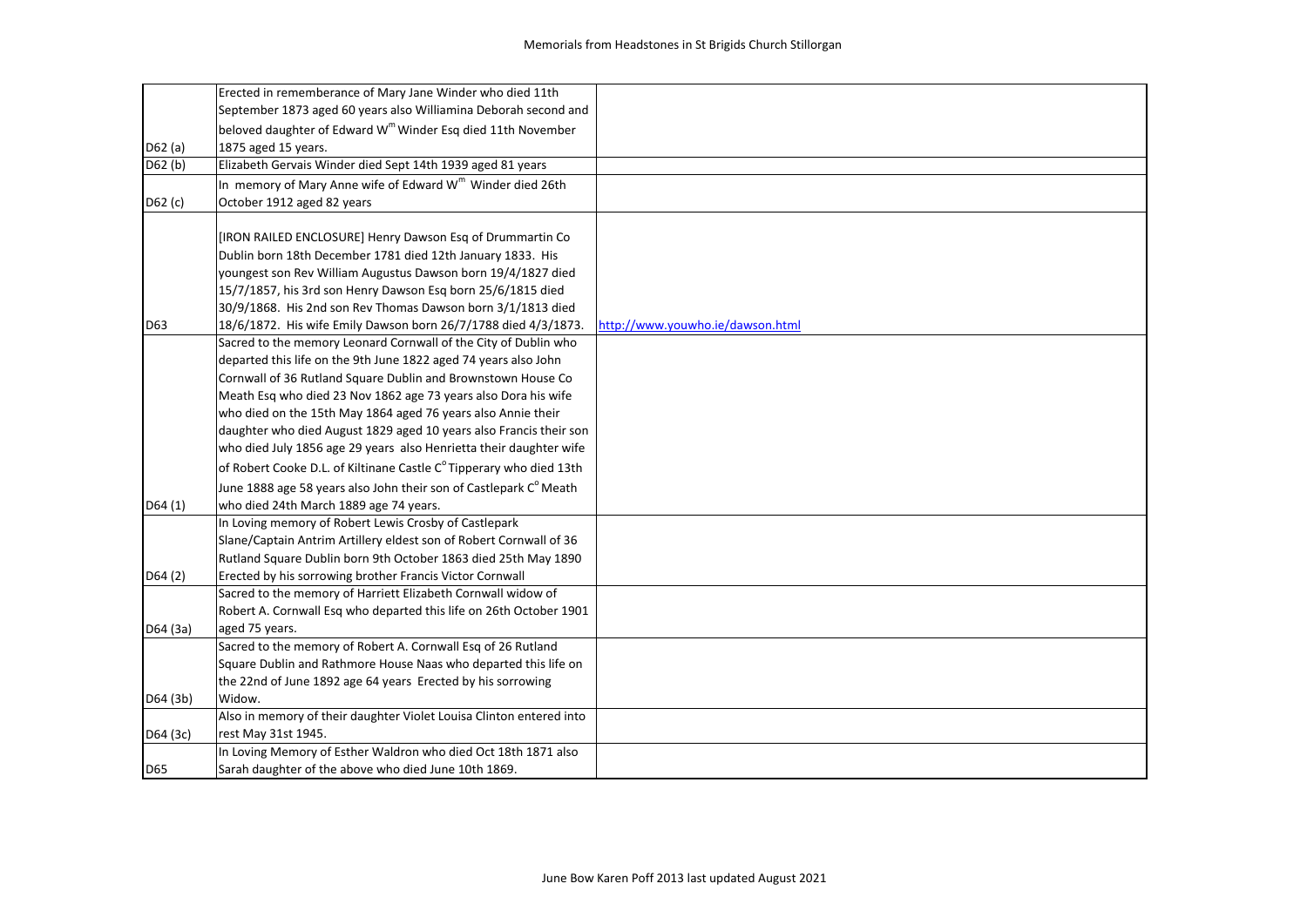| | | |
|---|---|---|
| D62 (a) | Erected in rememberance of Mary Jane Winder who died 11th September 1873 aged 60 years also Williamina Deborah second and beloved daughter of Edward W$^{m}$ Winder Esq died 11th November 1875 aged 15 years. | |
| D62 (b) | Elizabeth Gervais Winder died Sept 14th 1939 aged 81 years | |
| D62 (c) | In memory of Mary Anne wife of Edward W$^{m}$ Winder died 26th October 1912 aged 82 years | |
| D63 | [IRON RAILED ENCLOSURE] Henry Dawson Esq of Drummartin Co Dublin born 18th December 1781 died 12th January 1833. His youngest son Rev William Augustus Dawson born 19/4/1827 died 15/7/1857, his 3rd son Henry Dawson Esq born 25/6/1815 died 30/9/1868. His 2nd son Rev Thomas Dawson born 3/1/1813 died 18/6/1872. His wife Emily Dawson born 26/7/1788 died 4/3/1873. | http://www.youwho.ie/dawson.html |
| D64 (1) | Sacred to the memory Leonard Cornwall of the City of Dublin who departed this life on the 9th June 1822 aged 74 years also John Cornwall of 36 Rutland Square Dublin and Brownstown House Co Meath Esq who died 23 Nov 1862 age 73 years also Dora his wife who died on the 15th May 1864 aged 76 years also Annie their daughter who died August 1829 aged 10 years also Francis their son who died July 1856 age 29 years also Henrietta their daughter wife of Robert Cooke D.L. of Kiltinane Castle C$^{o}$ Tipperary who died 13th June 1888 age 58 years also John their son of Castlepark C$^{o}$ Meath who died 24th March 1889 age 74 years. | |
| D64 (2) | In Loving memory of Robert Lewis Crosby of Castlepark Slane/Captain Antrim Artillery eldest son of Robert Cornwall of 36 Rutland Square Dublin born 9th October 1863 died 25th May 1890 Erected by his sorrowing brother Francis Victor Cornwall | |
| D64 (3a) | Sacred to the memory of Harriett Elizabeth Cornwall widow of Robert A. Cornwall Esq who departed this life on 26th October 1901 aged 75 years. | |
| D64 (3b) | Sacred to the memory of Robert A. Cornwall Esq of 26 Rutland Square Dublin and Rathmore House Naas who departed this life on the 22nd of June 1892 age 64 years Erected by his sorrowing Widow. | |
| D64 (3c) | Also in memory of their daughter Violet Louisa Clinton entered into rest May 31st 1945. | |
| D65 | In Loving Memory of Esther Waldron who died Oct 18th 1871 also Sarah daughter of the above who died June 10th 1869. | |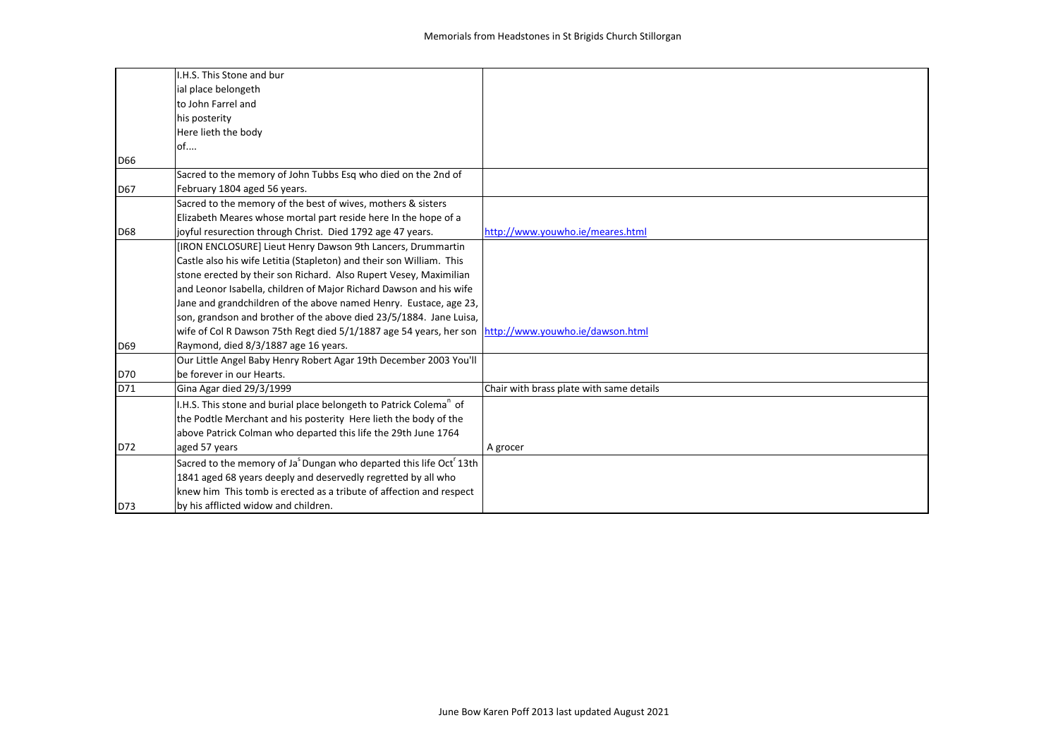| | | |
|---|---|---|
| D66 | I.H.S. This Stone and bur ial place belongeth to John Farrel and his posterity Here lieth the body of.... | |
| D67 | Sacred to the memory of John Tubbs Esq who died on the 2nd of February 1804 aged 56 years. | |
| D68 | Sacred to the memory of the best of wives, mothers & sisters Elizabeth Meares whose mortal part reside here In the hope of a joyful resurection through Christ. Died 1792 age 47 years. | http://www.youwho.ie/meares.html |
| D69 | [IRON ENCLOSURE] Lieut Henry Dawson 9th Lancers, Drummartin Castle also his wife Letitia (Stapleton) and their son William. This stone erected by their son Richard. Also Rupert Vesey, Maximilian and Leonor Isabella, children of Major Richard Dawson and his wife Jane and grandchildren of the above named Henry. Eustace, age 23, son, grandson and brother of the above died 23/5/1884. Jane Luisa, wife of Col R Dawson 75th Regt died 5/1/1887 age 54 years, her son Raymond, died 8/3/1887 age 16 years. | http://www.youwho.ie/dawson.html |
| D70 | Our Little Angel Baby Henry Robert Agar 19th December 2003 You'll be forever in our Hearts. | |
| D71 | Gina Agar died 29/3/1999 | Chair with brass plate with same details |
| D72 | I.H.S. This stone and burial place belongeth to Patrick Colema[n] of the Podtle Merchant and his posterity Here lieth the body of the above Patrick Colman who departed this life the 29th June 1764 aged 57 years | A grocer |
| D73 | Sacred to the memory of Ja[s] Dungan who departed this life Oct[r] 13th 1841 aged 68 years deeply and deservedly regretted by all who knew him This tomb is erected as a tribute of affection and respect by his afflicted widow and children. | |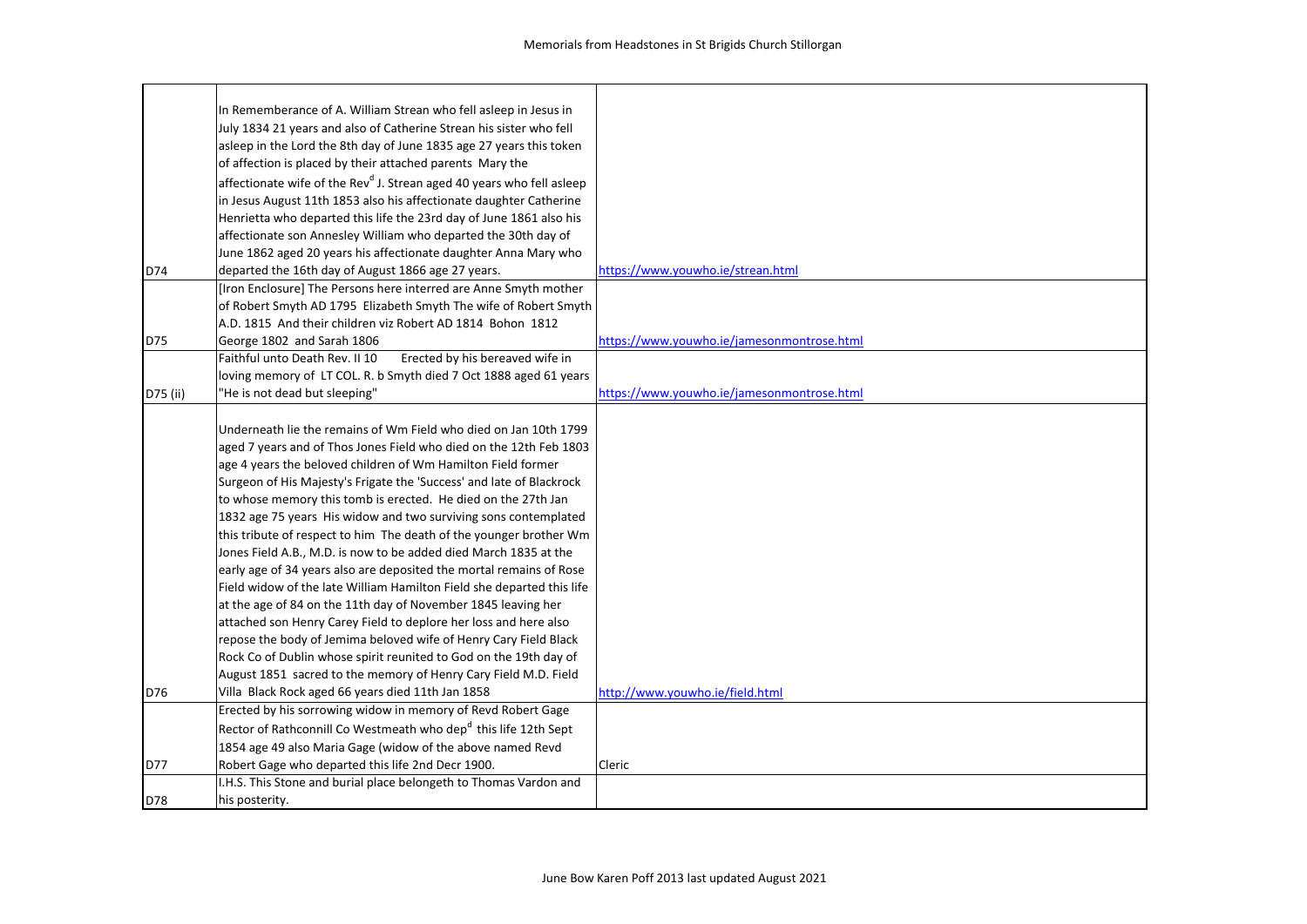| | | |
|---|---|---|
| D74 | In Rememberance of A. William Strean who fell asleep in Jesus in July 1834 21 years and also of Catherine Strean his sister who fell asleep in the Lord the 8th day of June 1835 age 27 years this token of affection is placed by their attached parents Mary the affectionate wife of the Rev[d] J. Strean aged 40 years who fell asleep in Jesus August 11th 1853 also his affectionate daughter Catherine Henrietta who departed this life the 23rd day of June 1861 also his affectionate son Annesley William who departed the 30th day of June 1862 aged 20 years his affectionate daughter Anna Mary who departed the 16th day of August 1866 age 27 years. | https://www.youwho.ie/strean.html |
| D75 | [Iron Enclosure] The Persons here interred are Anne Smyth mother of Robert Smyth AD 1795 Elizabeth Smyth The wife of Robert Smyth A.D. 1815 And their children viz Robert AD 1814 Bohon 1812 George 1802 and Sarah 1806 | https://www.youwho.ie/jamesonmontrose.html |
| D75 (ii) | Faithful unto Death Rev. II 10 Erected by his bereaved wife in loving memory of LT COL. R. b Smyth died 7 Oct 1888 aged 61 years "He is not dead but sleeping" | https://www.youwho.ie/jamesonmontrose.html |
| D76 | Underneath lie the remains of Wm Field who died on Jan 10th 1799 aged 7 years and of Thos Jones Field who died on the 12th Feb 1803 age 4 years the beloved children of Wm Hamilton Field former Surgeon of His Majesty's Frigate the 'Success' and late of Blackrock to whose memory this tomb is erected. He died on the 27th Jan 1832 age 75 years His widow and two surviving sons contemplated this tribute of respect to him The death of the younger brother Wm Jones Field A.B., M.D. is now to be added died March 1835 at the early age of 34 years also are deposited the mortal remains of Rose Field widow of the late William Hamilton Field she departed this life at the age of 84 on the 11th day of November 1845 leaving her attached son Henry Carey Field to deplore her loss and here also repose the body of Jemima beloved wife of Henry Cary Field Black Rock Co of Dublin whose spirit reunited to God on the 19th day of August 1851 sacred to the memory of Henry Cary Field M.D. Field Villa Black Rock aged 66 years died 11th Jan 1858 | http://www.youwho.ie/field.html |
| D77 | Erected by his sorrowing widow in memory of Revd Robert Gage Rector of Rathconnill Co Westmeath who dep[d] this life 12th Sept 1854 age 49 also Maria Gage (widow of the above named Revd Robert Gage who departed this life 2nd Decr 1900. | Cleric |
| D78 | I.H.S. This Stone and burial place belongeth to Thomas Vardon and his posterity. | |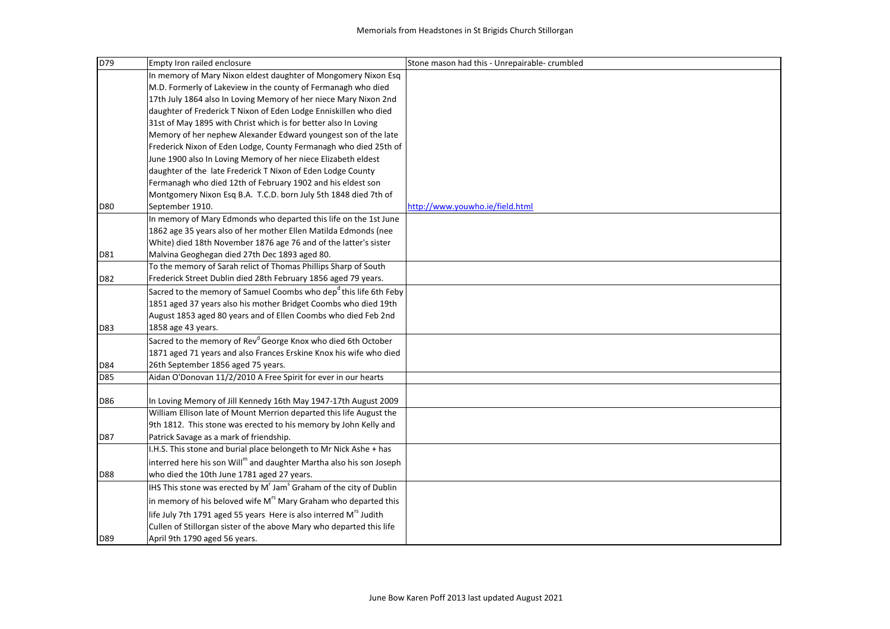| D79 | Empty Iron railed enclosure | Stone mason had this - Unrepairable- crumbled |
|---|---|---|
| D80 | In memory of Mary Nixon eldest daughter of Mongomery Nixon Esq M.D. Formerly of Lakeview in the county of Fermanagh who died 17th July 1864 also In Loving Memory of her niece Mary Nixon 2nd daughter of Frederick T Nixon of Eden Lodge Enniskillen who died 31st of May 1895 with Christ which is for better also In Loving Memory of her nephew Alexander Edward youngest son of the late Frederick Nixon of Eden Lodge, County Fermanagh who died 25th of June 1900 also In Loving Memory of her niece Elizabeth eldest daughter of the late Frederick T Nixon of Eden Lodge County Fermanagh who died 12th of February 1902 and his eldest son Montgomery Nixon Esq B.A. T.C.D. born July 5th 1848 died 7th of September 1910. | http://www.youwho.ie/field.html |
| D81 | In memory of Mary Edmonds who departed this life on the 1st June 1862 age 35 years also of her mother Ellen Matilda Edmonds (nee White) died 18th November 1876 age 76 and of the latter's sister Malvina Geoghegan died 27th Dec 1893 aged 80. | |
| D82 | To the memory of Sarah relict of Thomas Phillips Sharp of South Frederick Street Dublin died 28th February 1856 aged 79 years. | |
| D83 | Sacred to the memory of Samuel Coombs who dep[d] this life 6th Feby 1851 aged 37 years also his mother Bridget Coombs who died 19th August 1853 aged 80 years and of Ellen Coombs who died Feb 2nd 1858 age 43 years. | |
| D84 | Sacred to the memory of Rev[d] George Knox who died 6th October 1871 aged 71 years and also Frances Erskine Knox his wife who died 26th September 1856 aged 75 years. | |
| D85 | Aidan O'Donovan 11/2/2010 A Free Spirit for ever in our hearts | |
| D86 | In Loving Memory of Jill Kennedy 16th May 1947-17th August 2009 | |
| D87 | William Ellison late of Mount Merrion departed this life August the 9th 1812. This stone was erected to his memory by John Kelly and Patrick Savage as a mark of friendship. | |
| D88 | I.H.S. This stone and burial place belongeth to Mr Nick Ashe + has interred here his son Will[m] and daughter Martha also his son Joseph who died the 10th June 1781 aged 27 years. | |
| D89 | IHS This stone was erected by M[r] Jam[s] Graham of the city of Dublin in memory of his beloved wife M[rs] Mary Graham who departed this life July 7th 1791 aged 55 years Here is also interred M[rs] Judith Cullen of Stillorgan sister of the above Mary who departed this life April 9th 1790 aged 56 years. | |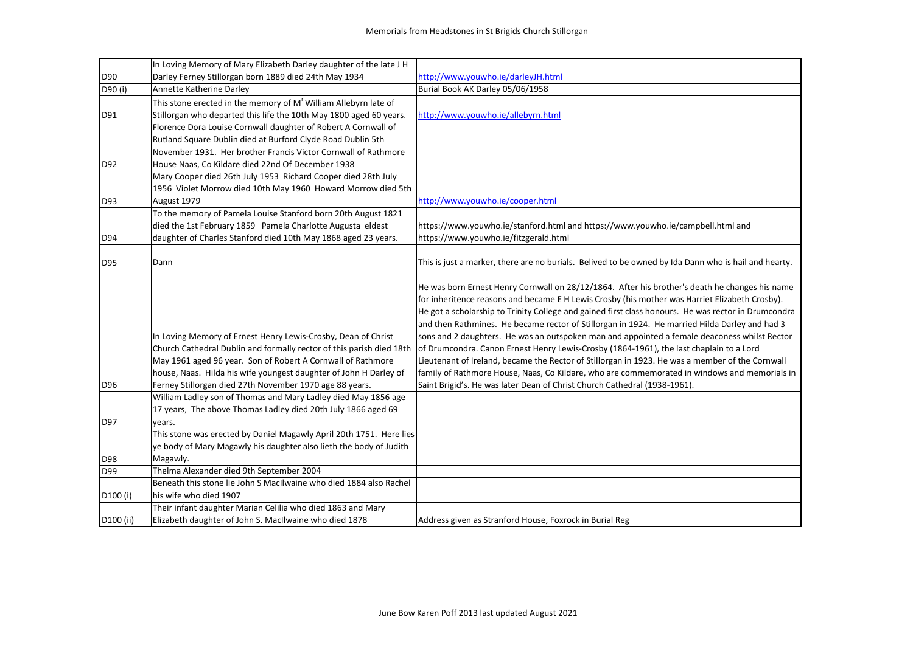# Memorials from Headstones in St Brigids Church Stillorgan

| | | |
|---|---|---|
| D90 | In Loving Memory of Mary Elizabeth Darley daughter of the late J H Darley Ferney Stillorgan born 1889 died 24th May 1934 | http://www.youwho.ie/darleyJH.html |
| D90 (i) | Annette Katherine Darley | Burial Book AK Darley 05/06/1958 |
| D91 | This stone erected in the memory of M[r] William Allebyrn late of Stillorgan who departed this life the 10th May 1800 aged 60 years. | http://www.youwho.ie/allebyrn.html |
| D92 | Florence Dora Louise Cornwall daughter of Robert A Cornwall of Rutland Square Dublin died at Burford Clyde Road Dublin 5th November 1931. Her brother Francis Victor Cornwall of Rathmore House Naas, Co Kildare died 22nd Of December 1938 | |
| D93 | Mary Cooper died 26th July 1953 Richard Cooper died 28th July 1956 Violet Morrow died 10th May 1960 Howard Morrow died 5th August 1979 | http://www.youwho.ie/cooper.html |
| D94 | To the memory of Pamela Louise Stanford born 20th August 1821 died the 1st February 1859 Pamela Charlotte Augusta eldest daughter of Charles Stanford died 10th May 1868 aged 23 years. | https://www.youwho.ie/stanford.html and https://www.youwho.ie/campbell.html and https://www.youwho.ie/fitzgerald.html |
| D95 | Dann | This is just a marker, there are no burials. Belived to be owned by Ida Dann who is hail and hearty. |
| D96 | In Loving Memory of Ernest Henry Lewis-Crosby, Dean of Christ Church Cathedral Dublin and formally rector of this parish died 18th May 1961 aged 96 year. Son of Robert A Cornwall of Rathmore house, Naas. Hilda his wife youngest daughter of John H Darley of Ferney Stillorgan died 27th November 1970 age 88 years. | He was born Ernest Henry Cornwall on 28/12/1864. After his brother's death he changes his name for inheritence reasons and became E H Lewis Crosby (his mother was Harriet Elizabeth Crosby). He got a scholarship to Trinity College and gained first class honours. He was rector in Drumcondra and then Rathmines. He became rector of Stillorgan in 1924. He married Hilda Darley and had 3 sons and 2 daughters. He was an outspoken man and appointed a female deaconess whilst Rector of Drumcondra. Canon Ernest Henry Lewis-Crosby (1864-1961), the last chaplain to a Lord Lieutenant of Ireland, became the Rector of Stillorgan in 1923. He was a member of the Cornwall family of Rathmore House, Naas, Co Kildare, who are commemorated in windows and memorials in Saint Brigid's. He was later Dean of Christ Church Cathedral (1938-1961). |
| D97 | William Ladley son of Thomas and Mary Ladley died May 1856 age 17 years, The above Thomas Ladley died 20th July 1866 aged 69 years. | |
| D98 | This stone was erected by Daniel Magawly April 20th 1751. Here lies ye body of Mary Magawly his daughter also lieth the body of Judith Magawly. | |
| D99 | Thelma Alexander died 9th September 2004 | |
| D100 (i) | Beneath this stone lie John S MacIlwaine who died 1884 also Rachel his wife who died 1907 | |
| D100 (ii) | Their infant daughter Marian Celilia who died 1863 and Mary Elizabeth daughter of John S. MacIlwaine who died 1878 | Address given as Stranford House, Foxrock in Burial Reg |

June Bow Karen Poff 2013 last updated August 2021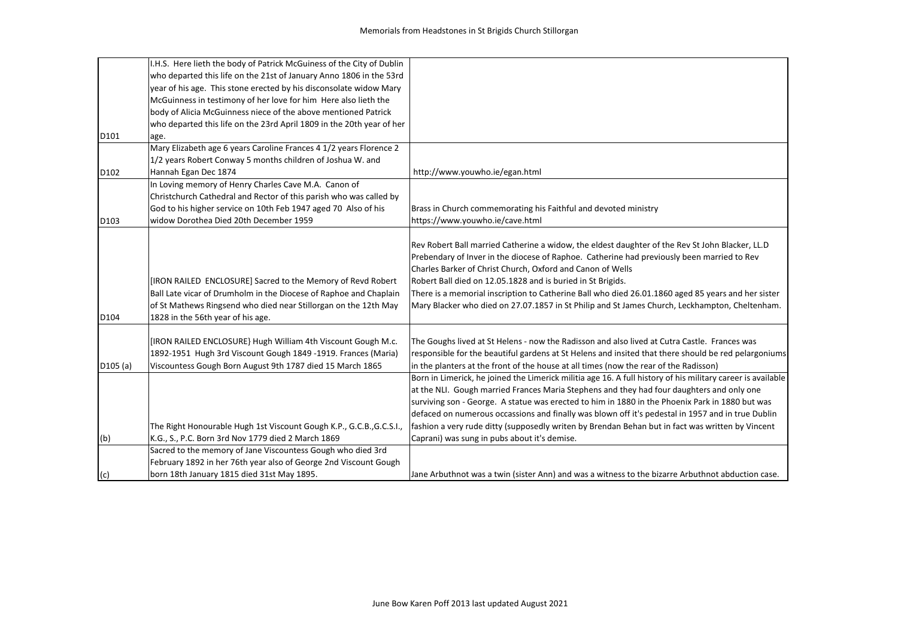# Memorials from Headstones in St Brigids Church Stillorgan

| | | |
|---|---|---|
| D101 | I.H.S. Here lieth the body of Patrick McGuiness of the City of Dublin who departed this life on the 21st of January Anno 1806 in the 53rd year of his age. This stone erected by his disconsolate widow Mary McGuinness in testimony of her love for him Here also lieth the body of Alicia McGuinness niece of the above mentioned Patrick who departed this life on the 23rd April 1809 in the 20th year of her age. | |
| D102 | Mary Elizabeth age 6 years Caroline Frances 4 1/2 years Florence 2 1/2 years Robert Conway 5 months children of Joshua W. and Hannah Egan Dec 1874 | http://www.youwho.ie/egan.html |
| D103 | In Loving memory of Henry Charles Cave M.A. Canon of Christchurch Cathedral and Rector of this parish who was called by God to his higher service on 10th Feb 1947 aged 70 Also of his widow Dorothea Died 20th December 1959 | Brass in Church commemorating his Faithful and devoted ministry https://www.youwho.ie/cave.html |
| D104 | [IRON RAILED ENCLOSURE] Sacred to the Memory of Revd Robert Ball Late vicar of Drumholm in the Diocese of Raphoe and Chaplain of St Mathews Ringsend who died near Stillorgan on the 12th May 1828 in the 56th year of his age. | Rev Robert Ball married Catherine a widow, the eldest daughter of the Rev St John Blacker, LL.D Prebendary of Inver in the diocese of Raphoe. Catherine had previously been married to Rev Charles Barker of Christ Church, Oxford and Canon of Wells Robert Ball died on 12.05.1828 and is buried in St Brigids. There is a memorial inscription to Catherine Ball who died 26.01.1860 aged 85 years and her sister Mary Blacker who died on 27.07.1857 in St Philip and St James Church, Leckhampton, Cheltenham. |
| D105 (a) | [IRON RAILED ENCLOSURE} Hugh William 4th Viscount Gough M.c. 1892-1951 Hugh 3rd Viscount Gough 1849 -1919. Frances (Maria) Viscountess Gough Born August 9th 1787 died 15 March 1865 | The Goughs lived at St Helens - now the Radisson and also lived at Cutra Castle. Frances was responsible for the beautiful gardens at St Helens and insited that there should be red pelargoniums in the planters at the front of the house at all times (now the rear of the Radisson) |
| (b) | The Right Honourable Hugh 1st Viscount Gough K.P., G.C.B.,G.C.S.I., K.G., S., P.C. Born 3rd Nov 1779 died 2 March 1869 | Born in Limerick, he joined the Limerick militia age 16. A full history of his military career is available at the NLI. Gough married Frances Maria Stephens and they had four daughters and only one surviving son - George. A statue was erected to him in 1880 in the Phoenix Park in 1880 but was defaced on numerous occassions and finally was blown off it's pedestal in 1957 and in true Dublin fashion a very rude ditty (supposedly writen by Brendan Behan but in fact was written by Vincent Caprani) was sung in pubs about it's demise. |
| (c) | Sacred to the memory of Jane Viscountess Gough who died 3rd February 1892 in her 76th year also of George 2nd Viscount Gough born 18th January 1815 died 31st May 1895. | Jane Arbuthnot was a twin (sister Ann) and was a witness to the bizarre Arbuthnot abduction case. |

June Bow Karen Poff 2013 last updated August 2021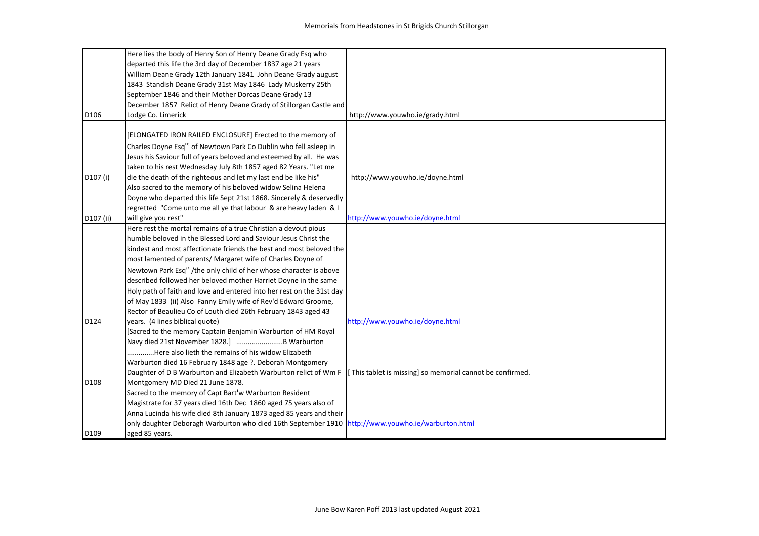| | | |
|---|---|---|
| D106 | Here lies the body of Henry Son of Henry Deane Grady Esq who departed this life the 3rd day of December 1837 age 21 years William Deane Grady 12th January 1841 John Deane Grady august 1843 Standish Deane Grady 31st May 1846 Lady Muskerry 25th September 1846 and their Mother Dorcas Deane Grady 13 December 1857 Relict of Henry Deane Grady of Stillorgan Castle and Lodge Co. Limerick | http://www.youwho.ie/grady.html |
| D107 (i) | [ELONGATED IRON RAILED ENCLOSURE] Erected to the memory of Charles Doyne Esq[re] of Newtown Park Co Dublin who fell asleep in Jesus his Saviour full of years beloved and esteemed by all. He was taken to his rest Wednesday July 8th 1857 aged 82 Years. "Let me die the death of the righteous and let my last end be like his" | http://www.youwho.ie/doyne.html |
| D107 (ii) | Also sacred to the memory of his beloved widow Selina Helena Doyne who departed this life Sept 21st 1868. Sincerely & deservedly regretted "Come unto me all ye that labour & are heavy laden & I will give you rest" | http://www.youwho.ie/doyne.html |
| D124 | Here rest the mortal remains of a true Christian a devout pious humble beloved in the Blessed Lord and Saviour Jesus Christ the kindest and most affectionate friends the best and most beloved the most lamented of parents/ Margaret wife of Charles Doyne of Newtown Park Esq[r] /the only child of her whose character is above described followed her beloved mother Harriet Doyne in the same Holy path of faith and love and entered into her rest on the 31st day of May 1833 (ii) Also Fanny Emily wife of Rev'd Edward Groome, Rector of Beaulieu Co of Louth died 26th February 1843 aged 43 years. (4 lines biblical quote) | http://www.youwho.ie/doyne.html |
| D108 | [Sacred to the memory Captain Benjamin Warburton of HM Royal Navy died 21st November 1828.] ........................B Warburton .............Here also lieth the remains of his widow Elizabeth Warburton died 16 February 1848 age ?. Deborah Montgomery Daughter of D B Warburton and Elizabeth Warburton relict of Wm F Montgomery MD Died 21 June 1878. | [ This tablet is missing] so memorial cannot be confirmed. |
| D109 | Sacred to the memory of Capt Bart'w Warburton Resident Magistrate for 37 years died 16th Dec 1860 aged 75 years also of Anna Lucinda his wife died 8th January 1873 aged 85 years and their only daughter Deboragh Warburton who died 16th September 1910 aged 85 years. | http://www.youwho.ie/warburton.html |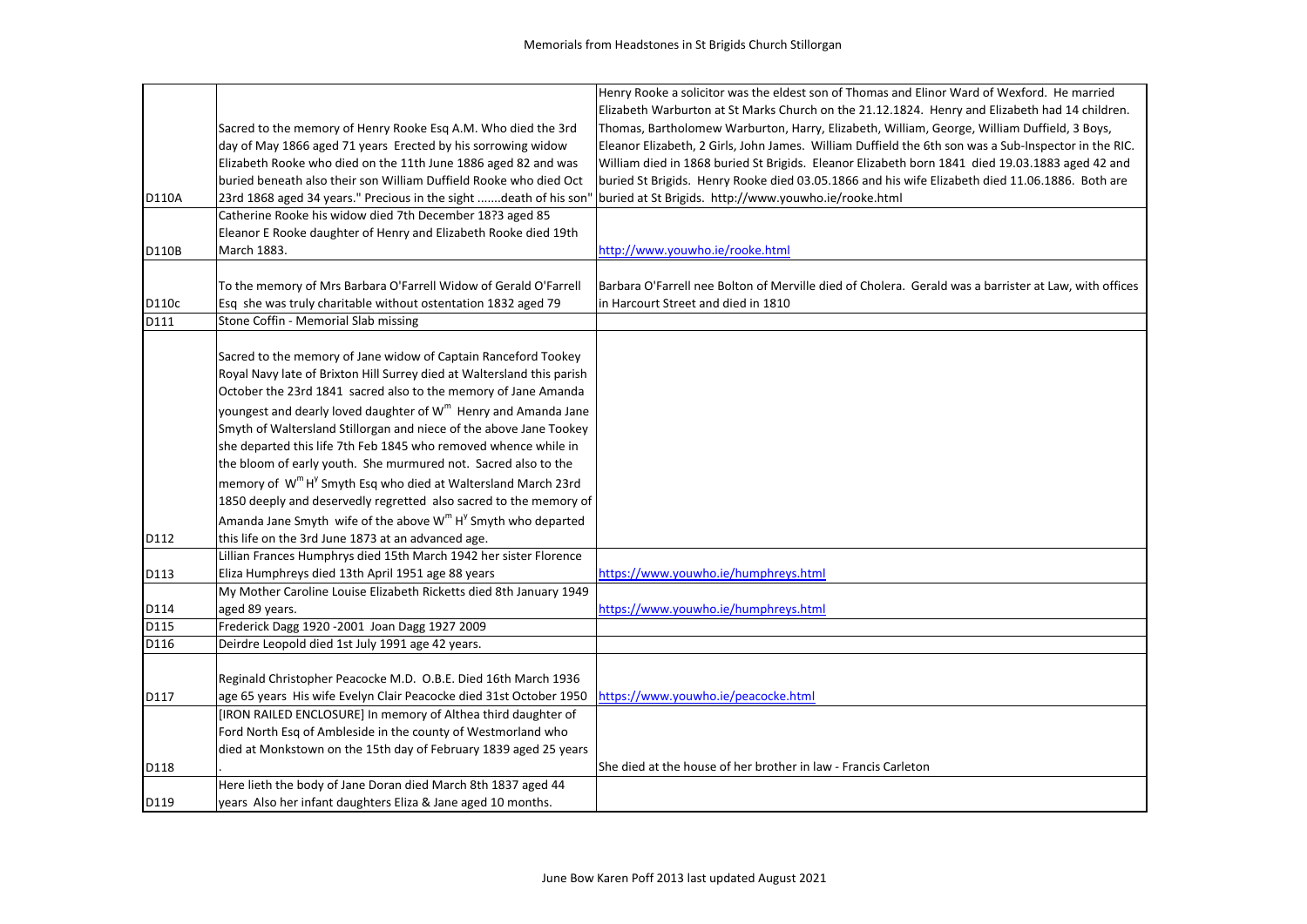# Memorials from Headstones in St Brigids Church Stillorgan

| | | |
|---|---|---|
| D110A | Sacred to the memory of Henry Rooke Esq A.M. Who died the 3rd day of May 1866 aged 71 years Erected by his sorrowing widow Elizabeth Rooke who died on the 11th June 1886 aged 82 and was buried beneath also their son William Duffield Rooke who died Oct 23rd 1868 aged 34 years." Precious in the sight .......death of his son" | Henry Rooke a solicitor was the eldest son of Thomas and Elinor Ward of Wexford. He married Elizabeth Warburton at St Marks Church on the 21.12.1824. Henry and Elizabeth had 14 children. Thomas, Bartholomew Warburton, Harry, Elizabeth, William, George, William Duffield, 3 Boys, Eleanor Elizabeth, 2 Girls, John James. William Duffield the 6th son was a Sub-Inspector in the RIC. William died in 1868 buried St Brigids. Eleanor Elizabeth born 1841 died 19.03.1883 aged 42 and buried St Brigids. Henry Rooke died 03.05.1866 and his wife Elizabeth died 11.06.1886. Both are buried at St Brigids. http://www.youwho.ie/rooke.html |
| D110B | Catherine Rooke his widow died 7th December 18?3 aged 85 Eleanor E Rooke daughter of Henry and Elizabeth Rooke died 19th March 1883. | http://www.youwho.ie/rooke.html |
| D110c | To the memory of Mrs Barbara O'Farrell Widow of Gerald O'Farrell Esq she was truly charitable without ostentation 1832 aged 79 | Barbara O'Farrell nee Bolton of Merville died of Cholera. Gerald was a barrister at Law, with offices in Harcourt Street and died in 1810 |
| D111 | Stone Coffin - Memorial Slab missing | |
| D112 | Sacred to the memory of Jane widow of Captain Ranceford Tookey Royal Navy late of Brixton Hill Surrey died at Waltersland this parish October the 23rd 1841 sacred also to the memory of Jane Amanda youngest and dearly loved daughter of W[m] Henry and Amanda Jane Smyth of Waltersland Stillorgan and niece of the above Jane Tookey she departed this life 7th Feb 1845 who removed whence while in the bloom of early youth. She murmured not. Sacred also to the memory of W[m] H[y] Smyth Esq who died at Waltersland March 23rd 1850 deeply and deservedly regretted also sacred to the memory of Amanda Jane Smyth wife of the above W[m] H[y] Smyth who departed this life on the 3rd June 1873 at an advanced age. | |
| D113 | Lillian Frances Humphrys died 15th March 1942 her sister Florence Eliza Humphreys died 13th April 1951 age 88 years | https://www.youwho.ie/humphreys.html |
| D114 | My Mother Caroline Louise Elizabeth Ricketts died 8th January 1949 aged 89 years. | https://www.youwho.ie/humphreys.html |
| D115 | Frederick Dagg 1920 -2001 Joan Dagg 1927 2009 | |
| D116 | Deirdre Leopold died 1st July 1991 age 42 years. | |
| D117 | Reginald Christopher Peacocke M.D. O.B.E. Died 16th March 1936 age 65 years His wife Evelyn Clair Peacocke died 31st October 1950 | https://www.youwho.ie/peacocke.html |
| D118 | [IRON RAILED ENCLOSURE] In memory of Althea third daughter of Ford North Esq of Ambleside in the county of Westmorland who died at Monkstown on the 15th day of February 1839 aged 25 years . | She died at the house of her brother in law - Francis Carleton |
| D119 | Here lieth the body of Jane Doran died March 8th 1837 aged 44 years Also her infant daughters Eliza & Jane aged 10 months. | |

June Bow Karen Poff 2013 last updated August 2021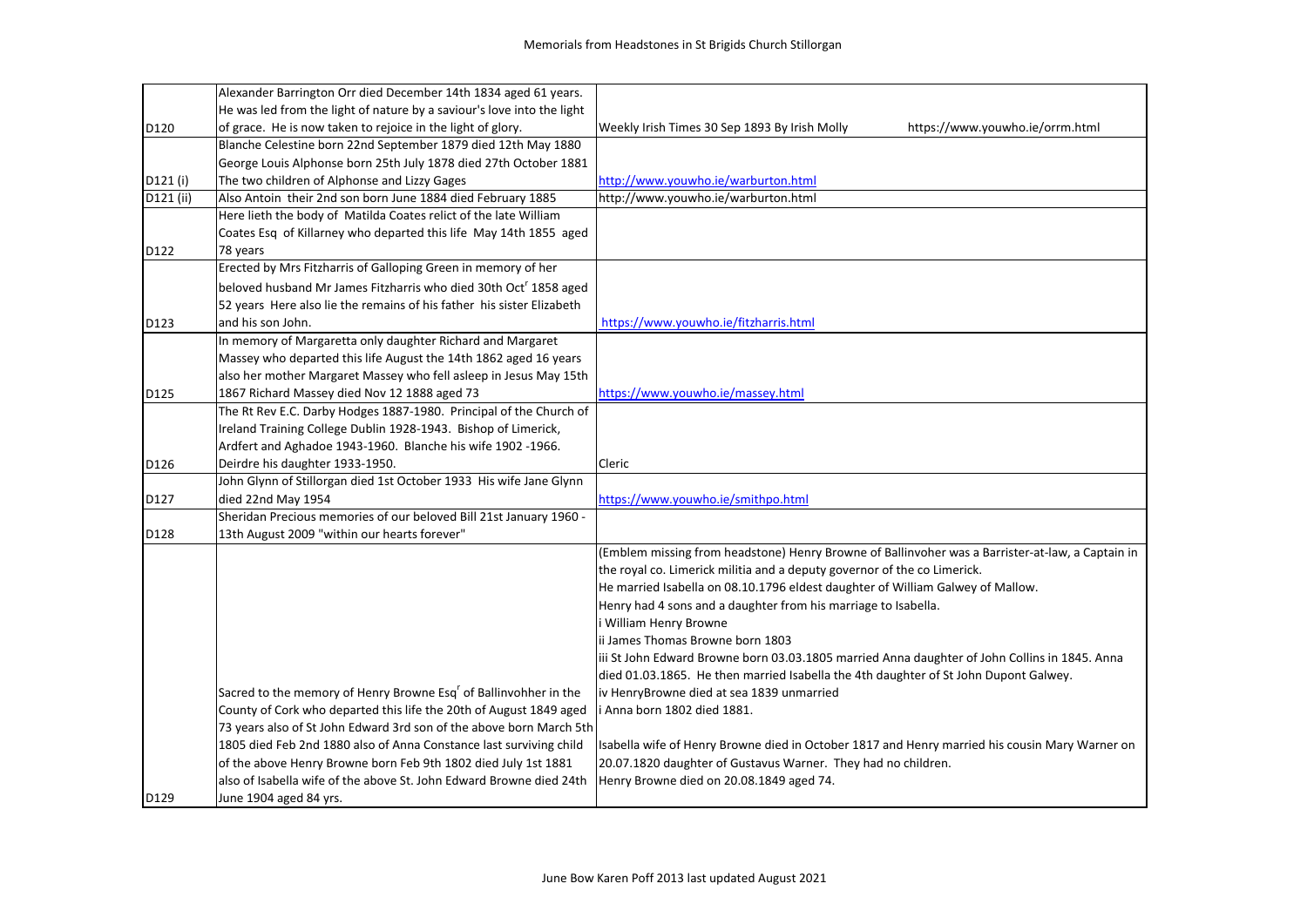# Memorials from Headstones in St Brigids Church Stillorgan

| | | |
|---|---|---|
| D120 | Alexander Barrington Orr died December 14th 1834 aged 61 years. He was led from the light of nature by a saviour's love into the light of grace. He is now taken to rejoice in the light of glory. | Weekly Irish Times 30 Sep 1893 By Irish Molly https://www.youwho.ie/orrm.html |
| D121 (i) | Blanche Celestine born 22nd September 1879 died 12th May 1880 George Louis Alphonse born 25th July 1878 died 27th October 1881 The two children of Alphonse and Lizzy Gages | http://www.youwho.ie/warburton.html |
| D121 (ii) | Also Antoin their 2nd son born June 1884 died February 1885 | http://www.youwho.ie/warburton.html |
| D122 | Here lieth the body of Matilda Coates relict of the late William Coates Esq of Killarney who departed this life May 14th 1855 aged 78 years | |
| D123 | Erected by Mrs Fitzharris of Galloping Green in memory of her beloved husband Mr James Fitzharris who died 30th Oct[r] 1858 aged 52 years Here also lie the remains of his father his sister Elizabeth and his son John. | https://www.youwho.ie/fitzharris.html |
| D125 | In memory of Margaretta only daughter Richard and Margaret Massey who departed this life August the 14th 1862 aged 16 years also her mother Margaret Massey who fell asleep in Jesus May 15th 1867 Richard Massey died Nov 12 1888 aged 73 | https://www.youwho.ie/massey.html |
| D126 | The Rt Rev E.C. Darby Hodges 1887-1980. Principal of the Church of Ireland Training College Dublin 1928-1943. Bishop of Limerick, Ardfert and Aghadoe 1943-1960. Blanche his wife 1902 -1966. Deirdre his daughter 1933-1950. | Cleric |
| D127 | John Glynn of Stillorgan died 1st October 1933 His wife Jane Glynn died 22nd May 1954 | https://www.youwho.ie/smithpo.html |
| D128 | Sheridan Precious memories of our beloved Bill 21st January 1960 - 13th August 2009 "within our hearts forever" | |
| D129 | Sacred to the memory of Henry Browne Esq[r] of Ballinvohher in the County of Cork who departed this life the 20th of August 1849 aged 73 years also of St John Edward 3rd son of the above born March 5th 1805 died Feb 2nd 1880 also of Anna Constance last surviving child of the above Henry Browne born Feb 9th 1802 died July 1st 1881 also of Isabella wife of the above St. John Edward Browne died 24th June 1904 aged 84 yrs. | (Emblem missing from headstone) Henry Browne of Ballinvoher was a Barrister-at-law, a Captain in the royal co. Limerick militia and a deputy governor of the co Limerick.<br>He married Isabella on 08.10.1796 eldest daughter of William Galwey of Mallow.<br>Henry had 4 sons and a daughter from his marriage to Isabella.<br>i William Henry Browne<br>ii James Thomas Browne born 1803<br>iii St John Edward Browne born 03.03.1805 married Anna daughter of John Collins in 1845. Anna died 01.03.1865. He then married Isabella the 4th daughter of St John Dupont Galwey.<br>iv HenryBrowne died at sea 1839 unmarried<br>i Anna born 1802 died 1881.<br><br>Isabella wife of Henry Browne died in October 1817 and Henry married his cousin Mary Warner on 20.07.1820 daughter of Gustavus Warner. They had no children.<br>Henry Browne died on 20.08.1849 aged 74. |

June Bow Karen Poff 2013 last updated August 2021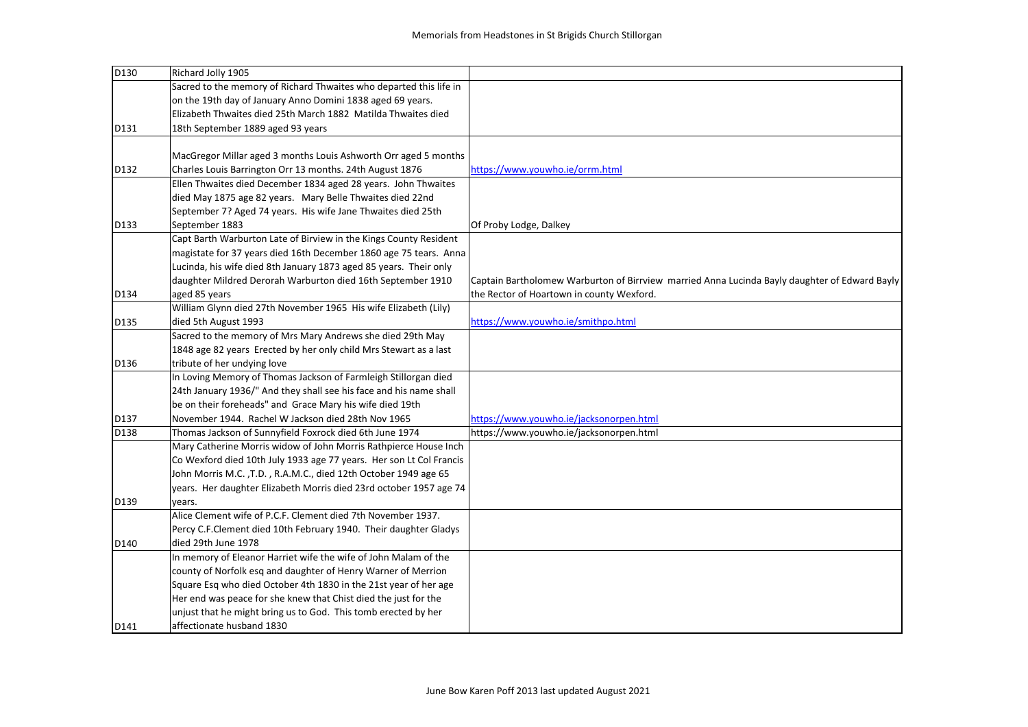# Memorials from Headstones in St Brigids Church Stillorgan

| | | |
|---|---|---|
| D130 | Richard Jolly 1905 | |
| D131 | Sacred to the memory of Richard Thwaites who departed this life in on the 19th day of January Anno Domini 1838 aged 69 years. Elizabeth Thwaites died 25th March 1882 Matilda Thwaites died 18th September 1889 aged 93 years | |
| D132 | MacGregor Millar aged 3 months Louis Ashworth Orr aged 5 months Charles Louis Barrington Orr 13 months. 24th August 1876 | https://www.youwho.ie/orrm.html |
| D133 | Ellen Thwaites died December 1834 aged 28 years. John Thwaites died May 1875 age 82 years. Mary Belle Thwaites died 22nd September 7? Aged 74 years. His wife Jane Thwaites died 25th September 1883 | Of Proby Lodge, Dalkey |
| D134 | Capt Barth Warburton Late of Birviem in the Kings County Resident magistate for 37 years died 16th December 1860 age 75 tears. Anna Lucinda, his wife died 8th January 1873 aged 85 years. Their only daughter Mildred Derorah Warburton died 16th September 1910 aged 85 years | Captain Bartholomew Warburton of Birrview married Anna Lucinda Bayly daughter of Edward Bayly the Rector of Hoartown in county Wexford. |
| D135 | William Glynn died 27th November 1965 His wife Elizabeth (Lily) died 5th August 1993 | https://www.youwho.ie/smithpo.html |
| D136 | Sacred to the memory of Mrs Mary Andrews she died 29th May 1848 age 82 years Erected by her only child Mrs Stewart as a last tribute of her undying love | |
| D137 | In Loving Memory of Thomas Jackson of Farmleigh Stillorgan died 24th January 1936/" And they shall see his face and his name shall be on their foreheads" and Grace Mary his wife died 19th November 1944. Rachel W Jackson died 28th Nov 1965 | https://www.youwho.ie/jacksonorpen.html |
| D138 | Thomas Jackson of Sunnyfield Foxrock died 6th June 1974 | https://www.youwho.ie/jacksonorpen.html |
| D139 | Mary Catherine Morris widow of John Morris Rathpierce House Inch Co Wexford died 10th July 1933 age 77 years. Her son Lt Col Francis John Morris M.C. ,T.D. , R.A.M.C., died 12th October 1949 age 65 years. Her daughter Elizabeth Morris died 23rd october 1957 age 74 years. | |
| D140 | Alice Clement wife of P.C.F. Clement died 7th November 1937. Percy C.F.Clement died 10th February 1940. Their daughter Gladys died 29th June 1978 | |
| D141 | In memory of Eleanor Harriet wife the wife of John Malam of the county of Norfolk esq and daughter of Henry Warner of Merrion Square Esq who died October 4th 1830 in the 21st year of her age Her end was peace for she knew that Chist died the just for the unjust that he might bring us to God. This tomb erected by her affectionate husband 1830 | |

June Bow Karen Poff 2013 last updated August 2021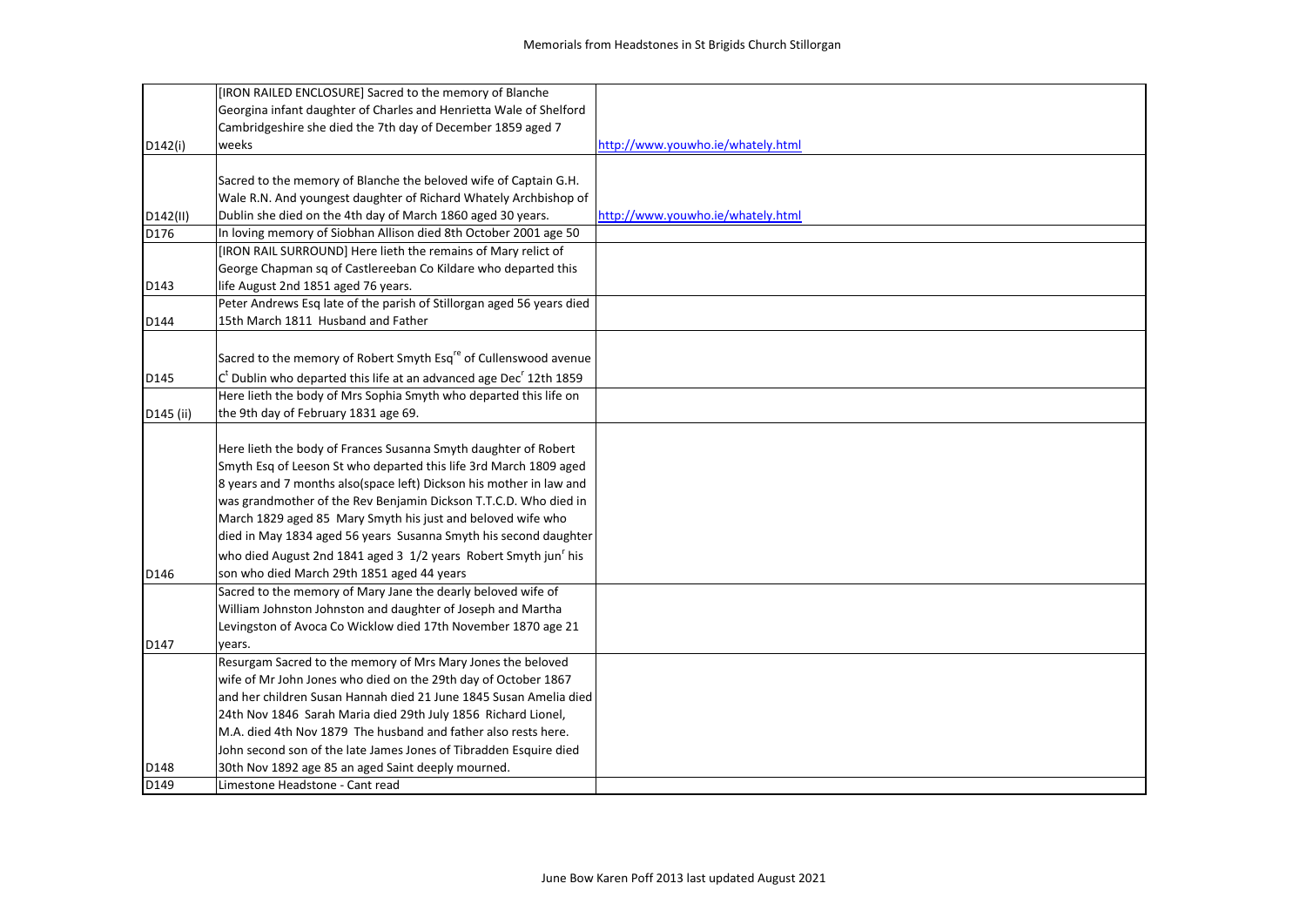| | | |
|---|---|---|
| D142(i) | [IRON RAILED ENCLOSURE] Sacred to the memory of Blanche Georgina infant daughter of Charles and Henrietta Wale of Shelford Cambridgeshire she died the 7th day of December 1859 aged 7 weeks | http://www.youwho.ie/whately.html |
| D142(II) | Sacred to the memory of Blanche the beloved wife of Captain G.H. Wale R.N. And youngest daughter of Richard Whately Archbishop of Dublin she died on the 4th day of March 1860 aged 30 years. | http://www.youwho.ie/whately.html |
| D176 | In loving memory of Siobhan Allison died 8th October 2001 age 50 | |
| D143 | [IRON RAIL SURROUND] Here lieth the remains of Mary relict of George Chapman sq of Castlereeban Co Kildare who departed this life August 2nd 1851 aged 76 years. | |
| D144 | Peter Andrews Esq late of the parish of Stillorgan aged 56 years died 15th March 1811 Husband and Father | |
| D145 | Sacred to the memory of Robert Smyth Esq[re] of Cullenswood avenue C[t] Dublin who departed this life at an advanced age Dec[r] 12th 1859 | |
| D145 (ii) | Here lieth the body of Mrs Sophia Smyth who departed this life on the 9th day of February 1831 age 69. | |
| D146 | Here lieth the body of Frances Susanna Smyth daughter of Robert Smyth Esq of Leeson St who departed this life 3rd March 1809 aged 8 years and 7 months also(space left) Dickson his mother in law and was grandmother of the Rev Benjamin Dickson T.T.C.D. Who died in March 1829 aged 85 Mary Smyth his just and beloved wife who died in May 1834 aged 56 years Susanna Smyth his second daughter who died August 2nd 1841 aged 3 1/2 years Robert Smyth jun[r] his son who died March 29th 1851 aged 44 years | |
| D147 | Sacred to the memory of Mary Jane the dearly beloved wife of William Johnston Johnston and daughter of Joseph and Martha Levingston of Avoca Co Wicklow died 17th November 1870 age 21 years. | |
| D148 | Resurgam Sacred to the memory of Mrs Mary Jones the beloved wife of Mr John Jones who died on the 29th day of October 1867 and her children Susan Hannah died 21 June 1845 Susan Amelia died 24th Nov 1846 Sarah Maria died 29th July 1856 Richard Lionel, M.A. died 4th Nov 1879 The husband and father also rests here. John second son of the late James Jones of Tibradden Esquire died 30th Nov 1892 age 85 an aged Saint deeply mourned. | |
| D149 | Limestone Headstone - Cant read | |

June Bow Karen Poff 2013 last updated August 2021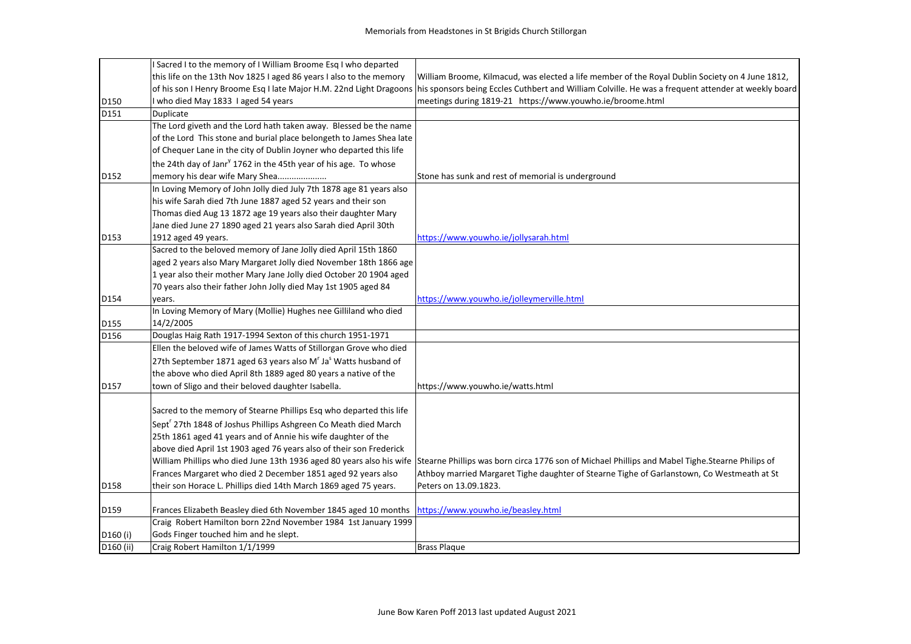| | | |
|---|---|---|
| D150 | I Sacred I to the memory of I William Broome Esq I who departed this life on the 13th Nov 1825 I aged 86 years I also to the memory of his son I Henry Broome Esq I late Major H.M. 22nd Light Dragoons I who died May 1833 I aged 54 years | William Broome, Kilmacud, was elected a life member of the Royal Dublin Society on 4 June 1812, his sponsors being Eccles Cuthbert and William Colville. He was a frequent attender at weekly board meetings during 1819-21 https://www.youwho.ie/broome.html |
| D151 | Duplicate | |
| D152 | The Lord giveth and the Lord hath taken away. Blessed be the name of the Lord This stone and burial place belongeth to James Shea late of Chequer Lane in the city of Dublin Joyner who departed this life the 24th day of Janr[y] 1762 in the 45th year of his age. To whose memory his dear wife Mary Shea..................... | Stone has sunk and rest of memorial is underground |
| D153 | In Loving Memory of John Jolly died July 7th 1878 age 81 years also his wife Sarah died 7th June 1887 aged 52 years and their son Thomas died Aug 13 1872 age 19 years also their daughter Mary Jane died June 27 1890 aged 21 years also Sarah died April 30th 1912 aged 49 years. | https://www.youwho.ie/jollysarah.html |
| D154 | Sacred to the beloved memory of Jane Jolly died April 15th 1860 aged 2 years also Mary Margaret Jolly died November 18th 1866 age 1 year also their mother Mary Jane Jolly died October 20 1904 aged 70 years also their father John Jolly died May 1st 1905 aged 84 years. | https://www.youwho.ie/jolleymerville.html |
| D155 | In Loving Memory of Mary (Mollie) Hughes nee Gilliland who died 14/2/2005 | |
| D156 | Douglas Haig Rath 1917-1994 Sexton of this church 1951-1971 | |
| D157 | Ellen the beloved wife of James Watts of Stillorgan Grove who died 27th September 1871 aged 63 years also M[r] Ja[s] Watts husband of the above who died April 8th 1889 aged 80 years a native of the town of Sligo and their beloved daughter Isabella. | https://www.youwho.ie/watts.html |
| D158 | Sacred to the memory of Stearne Phillips Esq who departed this life Sept[r] 27th 1848 of Joshus Phillips Ashgreen Co Meath died March 25th 1861 aged 41 years and of Annie his wife daughter of the above died April 1st 1903 aged 76 years also of their son Frederick William Phillips who died June 13th 1936 aged 80 years also his wife Frances Margaret who died 2 December 1851 aged 92 years also their son Horace L. Phillips died 14th March 1869 aged 75 years. | Stearne Phillips was born circa 1776 son of Michael Phillips and Mabel Tighe.Stearne Philips of Athboy married Margaret Tighe daughter of Stearne Tighe of Garlanstown, Co Westmeath at St Peters on 13.09.1823. |
| D159 | Frances Elizabeth Beasley died 6th November 1845 aged 10 months | https://www.youwho.ie/beasley.html |
| D160 (i) | Craig Robert Hamilton born 22nd November 1984 1st January 1999 Gods Finger touched him and he slept. | |
| D160 (ii) | Craig Robert Hamilton 1/1/1999 | Brass Plaque |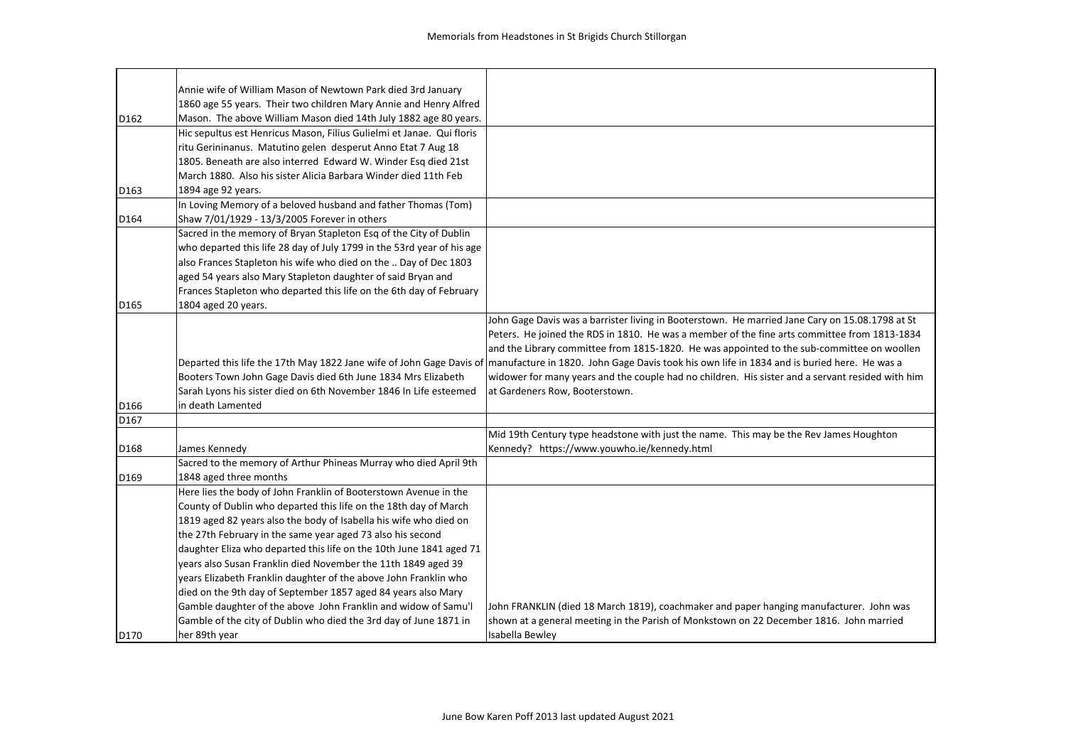# Memorials from Headstones in St Brigids Church Stillorgan

| | | |
|---|---|---|
| D162 | Annie wife of William Mason of Newtown Park died 3rd January 1860 age 55 years. Their two children Mary Annie and Henry Alfred Mason. The above William Mason died 14th July 1882 age 80 years. | |
| D163 | Hic sepultus est Henricus Mason, Filius Gulielmi et Janae. Qui floris ritu Gerininanus. Matutino gelen desperut Anno Etat 7 Aug 18 1805. Beneath are also interred Edward W. Winder Esq died 21st March 1880. Also his sister Alicia Barbara Winder died 11th Feb 1894 age 92 years. | |
| D164 | In Loving Memory of a beloved husband and father Thomas (Tom) Shaw 7/01/1929 - 13/3/2005 Forever in others | |
| D165 | Sacred in the memory of Bryan Stapleton Esq of the City of Dublin who departed this life 28 day of July 1799 in the 53rd year of his age also Frances Stapleton his wife who died on the .. Day of Dec 1803 aged 54 years also Mary Stapleton daughter of said Bryan and Frances Stapleton who departed this life on the 6th day of February 1804 aged 20 years. | |
| D166 | Departed this life the 17th May 1822 Jane wife of John Gage Davis of Booters Town John Gage Davis died 6th June 1834 Mrs Elizabeth Sarah Lyons his sister died on 6th November 1846 In Life esteemed in death Lamented | John Gage Davis was a barrister living in Booterstown. He married Jane Cary on 15.08.1798 at St Peters. He joined the RDS in 1810. He was a member of the fine arts committee from 1813-1834 and the Library committee from 1815-1820. He was appointed to the sub-committee on woollen manufacture in 1820. John Gage Davis took his own life in 1834 and is buried here. He was a widower for many years and the couple had no children. His sister and a servant resided with him at Gardeners Row, Booterstown. |
| D167 | | |
| D168 | James Kennedy | Mid 19th Century type headstone with just the name. This may be the Rev James Houghton Kennedy? https://www.youwho.ie/kennedy.html |
| D169 | Sacred to the memory of Arthur Phineas Murray who died April 9th 1848 aged three months | |
| D170 | Here lies the body of John Franklin of Booterstown Avenue in the County of Dublin who departed this life on the 18th day of March 1819 aged 82 years also the body of Isabella his wife who died on the 27th February in the same year aged 73 also his second daughter Eliza who departed this life on the 10th June 1841 aged 71 years also Susan Franklin died November the 11th 1849 aged 39 years Elizabeth Franklin daughter of the above John Franklin who died on the 9th day of September 1857 aged 84 years also Mary Gamble daughter of the above John Franklin and widow of Samu'l Gamble of the city of Dublin who died the 3rd day of June 1871 in her 89th year | John FRANKLIN (died 18 March 1819), coachmaker and paper hanging manufacturer. John was shown at a general meeting in the Parish of Monkstown on 22 December 1816. John married Isabella Bewley |

June Bow Karen Poff 2013 last updated August 2021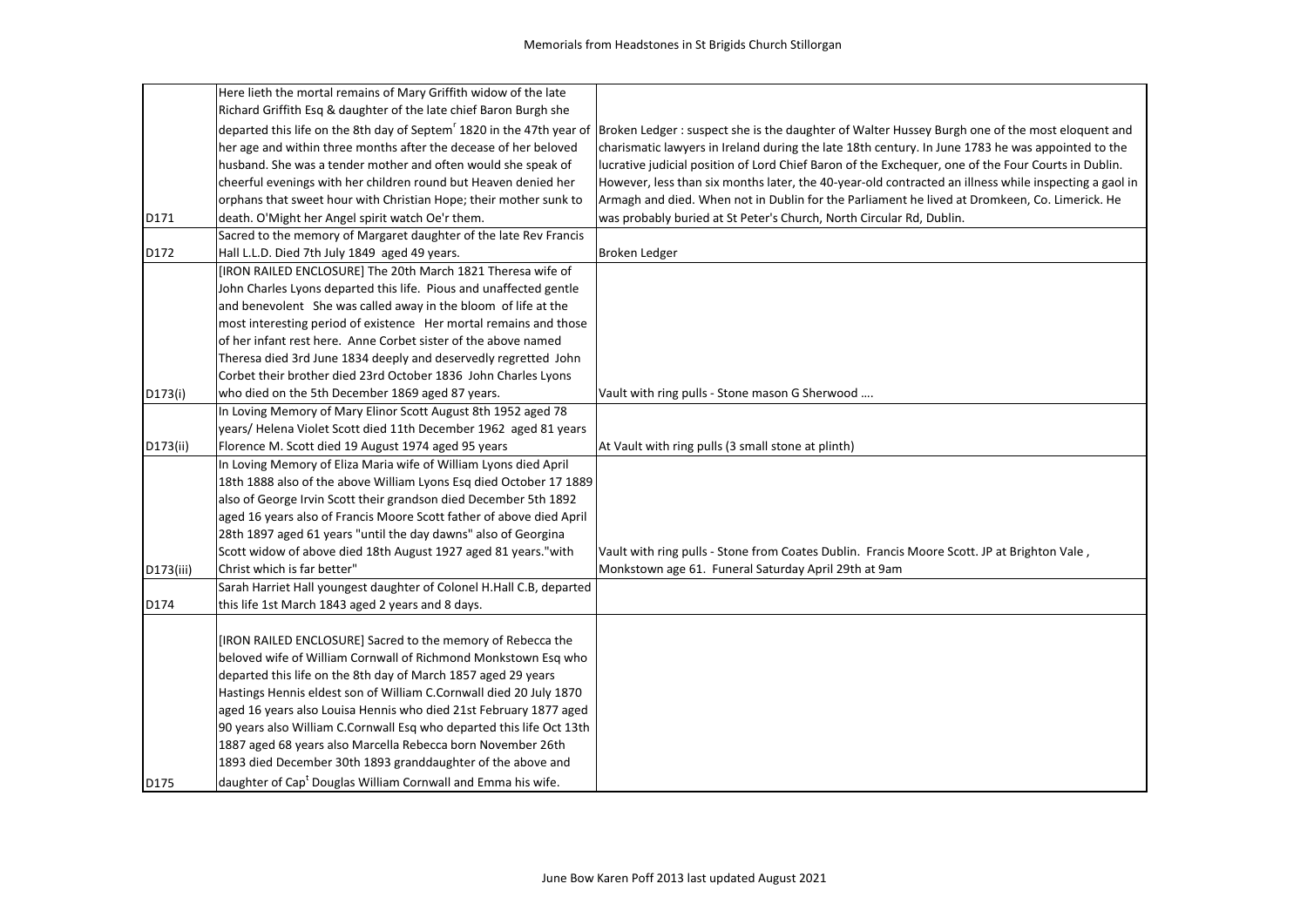# Memorials from Headstones in St Brigids Church Stillorgan

| | | |
|---|---|---|
| D171 | Here lieth the mortal remains of Mary Griffith widow of the late Richard Griffith Esq & daughter of the late chief Baron Burgh she departed this life on the 8th day of Septem[r] 1820 in the 47th year of her age and within three months after the decease of her beloved husband. She was a tender mother and often would she speak of cheerful evenings with her children round but Heaven denied her orphans that sweet hour with Christian Hope; their mother sunk to death. O'Might her Angel spirit watch Oe'r them. | Broken Ledger : suspect she is the daughter of Walter Hussey Burgh one of the most eloquent and charismatic lawyers in Ireland during the late 18th century. In June 1783 he was appointed to the lucrative judicial position of Lord Chief Baron of the Exchequer, one of the Four Courts in Dublin. However, less than six months later, the 40-year-old contracted an illness while inspecting a gaol in Armagh and died. When not in Dublin for the Parliament he lived at Dromkeen, Co. Limerick. He was probably buried at St Peter's Church, North Circular Rd, Dublin. |
| D172 | Sacred to the memory of Margaret daughter of the late Rev Francis Hall L.L.D. Died 7th July 1849 aged 49 years. | Broken Ledger |
| D173(i) | [IRON RAILED ENCLOSURE] The 20th March 1821 Theresa wife of John Charles Lyons departed this life. Pious and unaffected gentle and benevolent She was called away in the bloom of life at the most interesting period of existence Her mortal remains and those of her infant rest here. Anne Corbet sister of the above named Theresa died 3rd June 1834 deeply and deservedly regretted John Corbet their brother died 23rd October 1836 John Charles Lyons who died on the 5th December 1869 aged 87 years. | Vault with ring pulls - Stone mason G Sherwood .... |
| D173(ii) | In Loving Memory of Mary Elinor Scott August 8th 1952 aged 78 years/ Helena Violet Scott died 11th December 1962 aged 81 years Florence M. Scott died 19 August 1974 aged 95 years | At Vault with ring pulls (3 small stone at plinth) |
| D173(iii) | In Loving Memory of Eliza Maria wife of William Lyons died April 18th 1888 also of the above William Lyons Esq died October 17 1889 also of George Irvin Scott their grandson died December 5th 1892 aged 16 years also of Francis Moore Scott father of above died April 28th 1897 aged 61 years "until the day dawns" also of Georgina Scott widow of above died 18th August 1927 aged 81 years."with Christ which is far better" | Vault with ring pulls - Stone from Coates Dublin. Francis Moore Scott. JP at Brighton Vale , Monkstown age 61. Funeral Saturday April 29th at 9am |
| D174 | Sarah Harriet Hall youngest daughter of Colonel H.Hall C.B, departed this life 1st March 1843 aged 2 years and 8 days. | |
| D175 | [IRON RAILED ENCLOSURE] Sacred to the memory of Rebecca the beloved wife of William Cornwall of Richmond Monkstown Esq who departed this life on the 8th day of March 1857 aged 29 years Hastings Hennis eldest son of William C.Cornwall died 20 July 1870 aged 16 years also Louisa Hennis who died 21st February 1877 aged 90 years also William C.Cornwall Esq who departed this life Oct 13th 1887 aged 68 years also Marcella Rebecca born November 26th 1893 died December 30th 1893 granddaughter of the above and daughter of Cap[t] Douglas William Cornwall and Emma his wife. | |

June Bow Karen Poff 2013 last updated August 2021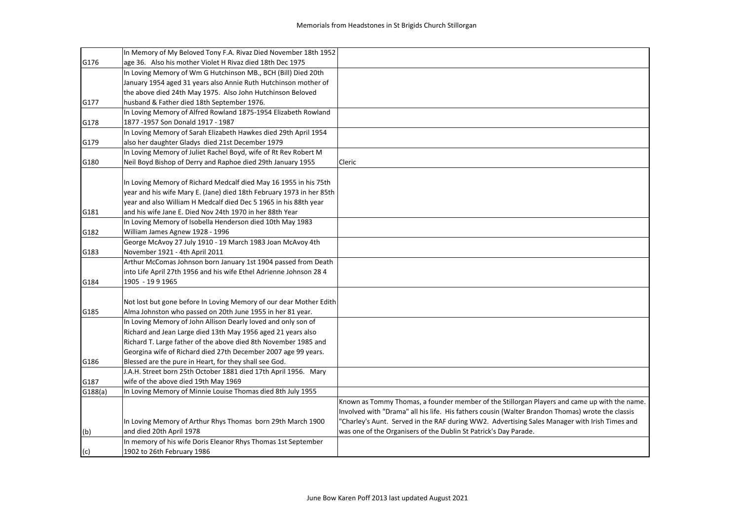# Memorials from Headstones in St Brigids Church Stillorgan

| | | |
|---|---|---|
| G176 | In Memory of My Beloved Tony F.A. Rivaz Died November 18th 1952 age 36. Also his mother Violet H Rivaz died 18th Dec 1975 | |
| G177 | In Loving Memory of Wm G Hutchinson MB., BCH (Bill) Died 20th January 1954 aged 31 years also Annie Ruth Hutchinson mother of the above died 24th May 1975. Also John Hutchinson Beloved husband & Father died 18th September 1976. | |
| G178 | In Loving Memory of Alfred Rowland 1875-1954 Elizabeth Rowland 1877 -1957 Son Donald 1917 - 1987 | |
| G179 | In Loving Memory of Sarah Elizabeth Hawkes died 29th April 1954 also her daughter Gladys died 21st December 1979 | |
| G180 | In Loving Memory of Juliet Rachel Boyd, wife of Rt Rev Robert M Neil Boyd Bishop of Derry and Raphoe died 29th January 1955 | Cleric |
| G181 | In Loving Memory of Richard Medcalf died May 16 1955 in his 75th year and his wife Mary E. (Jane) died 18th February 1973 in her 85th year and also William H Medcalf died Dec 5 1965 in his 88th year and his wife Jane E. Died Nov 24th 1970 in her 88th Year | |
| G182 | In Loving Memory of Isobella Henderson died 10th May 1983 William James Agnew 1928 - 1996 | |
| G183 | George McAvoy 27 July 1910 - 19 March 1983 Joan McAvoy 4th November 1921 - 4th April 2011 | |
| G184 | Arthur McComas Johnson born January 1st 1904 passed from Death into Life April 27th 1956 and his wife Ethel Adrienne Johnson 28 4 1905 - 19 9 1965 | |
| G185 | Not lost but gone before In Loving Memory of our dear Mother Edith Alma Johnston who passed on 20th June 1955 in her 81 year. | |
| G186 | In Loving Memory of John Allison Dearly loved and only son of Richard and Jean Large died 13th May 1956 aged 21 years also Richard T. Large father of the above died 8th November 1985 and Georgina wife of Richard died 27th December 2007 age 99 years. Blessed are the pure in Heart, for they shall see God. | |
| G187 | J.A.H. Street born 25th October 1881 died 17th April 1956. Mary wife of the above died 19th May 1969 | |
| G188(a) | In Loving Memory of Minnie Louise Thomas died 8th July 1955 | |
| (b) | In Loving Memory of Arthur Rhys Thomas born 29th March 1900 and died 20th April 1978 | Known as Tommy Thomas, a founder member of the Stillorgan Players and came up with the name. Involved with "Drama" all his life. His fathers cousin (Walter Brandon Thomas) wrote the classis "Charley's Aunt. Served in the RAF during WW2. Advertising Sales Manager with Irish Times and was one of the Organisers of the Dublin St Patrick's Day Parade. |
| (c) | In memory of his wife Doris Eleanor Rhys Thomas 1st September 1902 to 26th February 1986 | |

June Bow Karen Poff 2013 last updated August 2021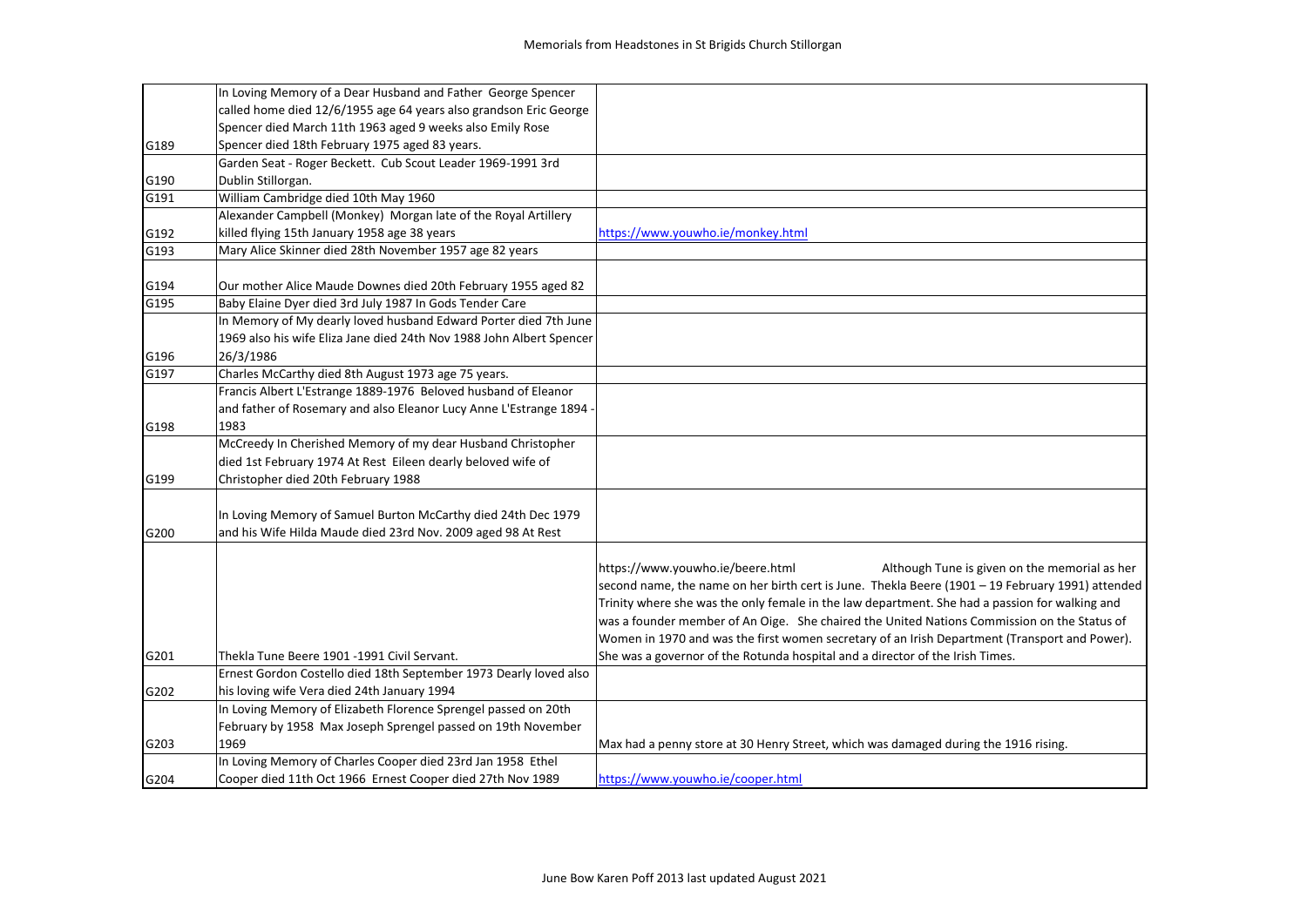# Memorials from Headstones in St Brigids Church Stillorgan

| | | |
|---|---|---|
| G189 | In Loving Memory of a Dear Husband and Father George Spencer called home died 12/6/1955 age 64 years also grandson Eric George Spencer died March 11th 1963 aged 9 weeks also Emily Rose Spencer died 18th February 1975 aged 83 years. | |
| G190 | Garden Seat - Roger Beckett. Cub Scout Leader 1969-1991 3rd Dublin Stillorgan. | |
| G191 | William Cambridge died 10th May 1960 | |
| G192 | Alexander Campbell (Monkey) Morgan late of the Royal Artillery killed flying 15th January 1958 age 38 years | https://www.youwho.ie/monkey.html |
| G193 | Mary Alice Skinner died 28th November 1957 age 82 years | |
| G194 | Our mother Alice Maude Downes died 20th February 1955 aged 82 | |
| G195 | Baby Elaine Dyer died 3rd July 1987 In Gods Tender Care | |
| G196 | In Memory of My dearly loved husband Edward Porter died 7th June 1969 also his wife Eliza Jane died 24th Nov 1988 John Albert Spencer 26/3/1986 | |
| G197 | Charles McCarthy died 8th August 1973 age 75 years. | |
| G198 | Francis Albert L'Estrange 1889-1976 Beloved husband of Eleanor and father of Rosemary and also Eleanor Lucy Anne L'Estrange 1894 - 1983 | |
| G199 | McCreedy In Cherished Memory of my dear Husband Christopher died 1st February 1974 At Rest Eileen dearly beloved wife of Christopher died 20th February 1988 | |
| G200 | In Loving Memory of Samuel Burton McCarthy died 24th Dec 1979 and his Wife Hilda Maude died 23rd Nov. 2009 aged 98 At Rest | |
| G201 | Thekla Tune Beere 1901 -1991 Civil Servant. | https://www.youwho.ie/beere.html Although Tune is given on the memorial as her second name, the name on her birth cert is June. Thekla Beere (1901 – 19 February 1991) attended Trinity where she was the only female in the law department. She had a passion for walking and was a founder member of An Oige. She chaired the United Nations Commission on the Status of Women in 1970 and was the first women secretary of an Irish Department (Transport and Power). She was a governor of the Rotunda hospital and a director of the Irish Times. |
| G202 | Ernest Gordon Costello died 18th September 1973 Dearly loved also his loving wife Vera died 24th January 1994 | |
| G203 | In Loving Memory of Elizabeth Florence Sprengel passed on 20th February by 1958 Max Joseph Sprengel passed on 19th November 1969 | Max had a penny store at 30 Henry Street, which was damaged during the 1916 rising. |
| G204 | In Loving Memory of Charles Cooper died 23rd Jan 1958 Ethel Cooper died 11th Oct 1966 Ernest Cooper died 27th Nov 1989 | https://www.youwho.ie/cooper.html |

June Bow Karen Poff 2013 last updated August 2021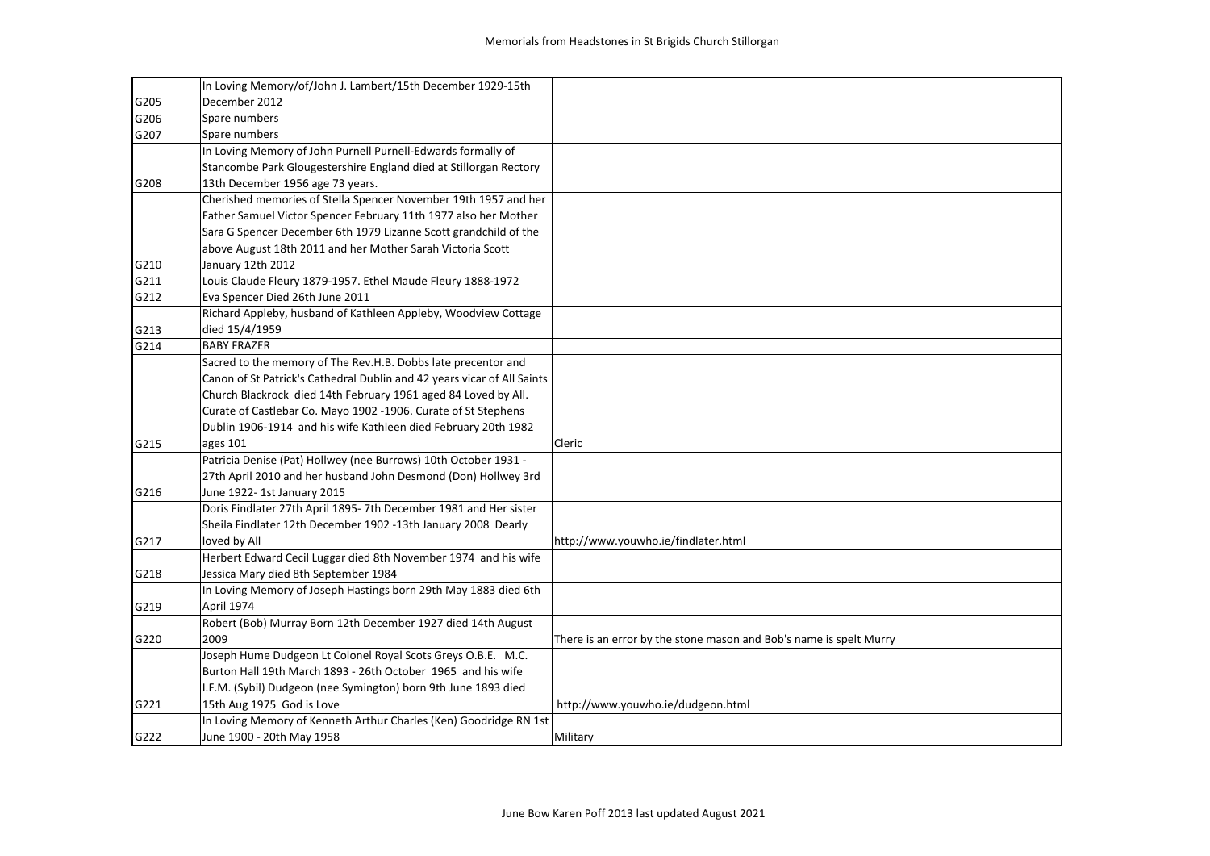Memorials from Headstones in St Brigids Church Stillorgan

| | | |
|---|---|---|
| G205 | In Loving Memory/of/John J. Lambert/15th December 1929-15th December 2012 | |
| G206 | Spare numbers | |
| G207 | Spare numbers | |
| G208 | In Loving Memory of John Purnell Purnell-Edwards formally of Stancombe Park Glougestershire England died at Stillorgan Rectory 13th December 1956 age 73 years. | |
| G210 | Cherished memories of Stella Spencer November 19th 1957 and her Father Samuel Victor Spencer February 11th 1977 also her Mother Sara G Spencer December 6th 1979 Lizanne Scott grandchild of the above August 18th 2011 and her Mother Sarah Victoria Scott January 12th 2012 | |
| G211 | Louis Claude Fleury 1879-1957. Ethel Maude Fleury 1888-1972 | |
| G212 | Eva Spencer Died 26th June 2011 | |
| G213 | Richard Appleby, husband of Kathleen Appleby, Woodview Cottage died 15/4/1959 | |
| G214 | BABY FRAZER | |
| G215 | Sacred to the memory of The Rev.H.B. Dobbs late precentor and Canon of St Patrick's Cathedral Dublin and 42 years vicar of All Saints Church Blackrock died 14th February 1961 aged 84 Loved by All. Curate of Castlebar Co. Mayo 1902 -1906. Curate of St Stephens Dublin 1906-1914 and his wife Kathleen died February 20th 1982 ages 101 | Cleric |
| G216 | Patricia Denise (Pat) Hollwey (nee Burrows) 10th October 1931 - 27th April 2010 and her husband John Desmond (Don) Hollwey 3rd June 1922- 1st January 2015 | |
| G217 | Doris Findlater 27th April 1895- 7th December 1981 and Her sister Sheila Findlater 12th December 1902 -13th January 2008 Dearly loved by All | http://www.youwho.ie/findlater.html |
| G218 | Herbert Edward Cecil Luggar died 8th November 1974 and his wife Jessica Mary died 8th September 1984 | |
| G219 | In Loving Memory of Joseph Hastings born 29th May 1883 died 6th April 1974 | |
| G220 | Robert (Bob) Murray Born 12th December 1927 died 14th August 2009 | There is an error by the stone mason and Bob's name is spelt Murry |
| G221 | Joseph Hume Dudgeon Lt Colonel Royal Scots Greys O.B.E. M.C. Burton Hall 19th March 1893 - 26th October 1965 and his wife I.F.M. (Sybil) Dudgeon (nee Symington) born 9th June 1893 died 15th Aug 1975 God is Love | http://www.youwho.ie/dudgeon.html |
| G222 | In Loving Memory of Kenneth Arthur Charles (Ken) Goodridge RN 1st June 1900 - 20th May 1958 | Military |

June Bow Karen Poff 2013 last updated August 2021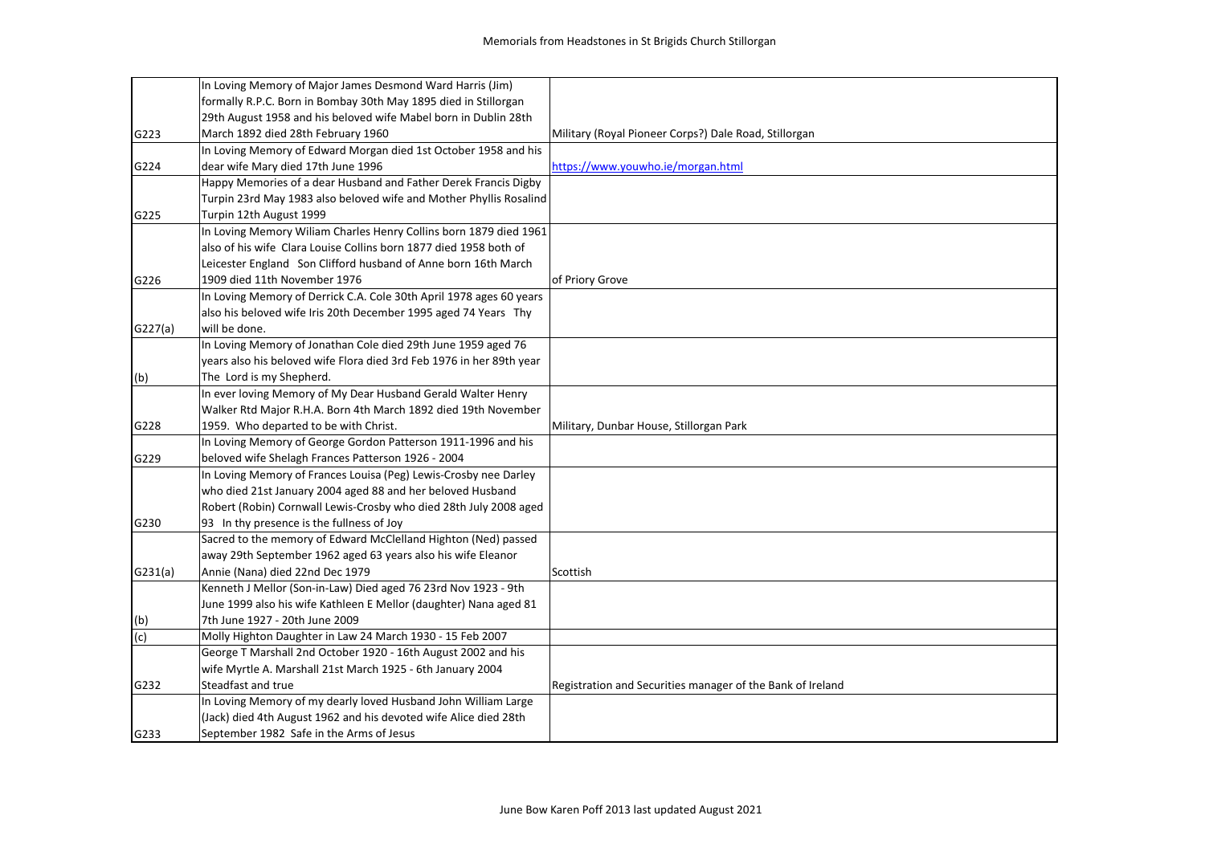| | | |
|---|---|---|
| G223 | In Loving Memory of Major James Desmond Ward Harris (Jim) formally R.P.C. Born in Bombay 30th May 1895 died in Stillorgan 29th August 1958 and his beloved wife Mabel born in Dublin 28th March 1892 died 28th February 1960 | Military (Royal Pioneer Corps?) Dale Road, Stillorgan |
| G224 | In Loving Memory of Edward Morgan died 1st October 1958 and his dear wife Mary died 17th June 1996 | https://www.youwho.ie/morgan.html |
| G225 | Happy Memories of a dear Husband and Father Derek Francis Digby Turpin 23rd May 1983 also beloved wife and Mother Phyllis Rosalind Turpin 12th August 1999 | |
| G226 | In Loving Memory Wiliam Charles Henry Collins born 1879 died 1961 also of his wife Clara Louise Collins born 1877 died 1958 both of Leicester England Son Clifford husband of Anne born 16th March 1909 died 11th November 1976 | of Priory Grove |
| G227(a) | In Loving Memory of Derrick C.A. Cole 30th April 1978 ages 60 years also his beloved wife Iris 20th December 1995 aged 74 Years Thy will be done. | |
| (b) | In Loving Memory of Jonathan Cole died 29th June 1959 aged 76 years also his beloved wife Flora died 3rd Feb 1976 in her 89th year The Lord is my Shepherd. | |
| G228 | In ever loving Memory of My Dear Husband Gerald Walter Henry Walker Rtd Major R.H.A. Born 4th March 1892 died 19th November 1959. Who departed to be with Christ. | Military, Dunbar House, Stillorgan Park |
| G229 | In Loving Memory of George Gordon Patterson 1911-1996 and his beloved wife Shelagh Frances Patterson 1926 - 2004 | |
| G230 | In Loving Memory of Frances Louisa (Peg) Lewis-Crosby nee Darley who died 21st January 2004 aged 88 and her beloved Husband Robert (Robin) Cornwall Lewis-Crosby who died 28th July 2008 aged 93 In thy presence is the fullness of Joy | |
| G231(a) | Sacred to the memory of Edward McClelland Highton (Ned) passed away 29th September 1962 aged 63 years also his wife Eleanor Annie (Nana) died 22nd Dec 1979 | Scottish |
| (b) | Kenneth J Mellor (Son-in-Law) Died aged 76 23rd Nov 1923 - 9th June 1999 also his wife Kathleen E Mellor (daughter) Nana aged 81 7th June 1927 - 20th June 2009 | |
| (c) | Molly Highton Daughter in Law 24 March 1930 - 15 Feb 2007 | |
| G232 | George T Marshall 2nd October 1920 - 16th August 2002 and his wife Myrtle A. Marshall 21st March 1925 - 6th January 2004 Steadfast and true | Registration and Securities manager of the Bank of Ireland |
| G233 | In Loving Memory of my dearly loved Husband John William Large (Jack) died 4th August 1962 and his devoted wife Alice died 28th September 1982 Safe in the Arms of Jesus | |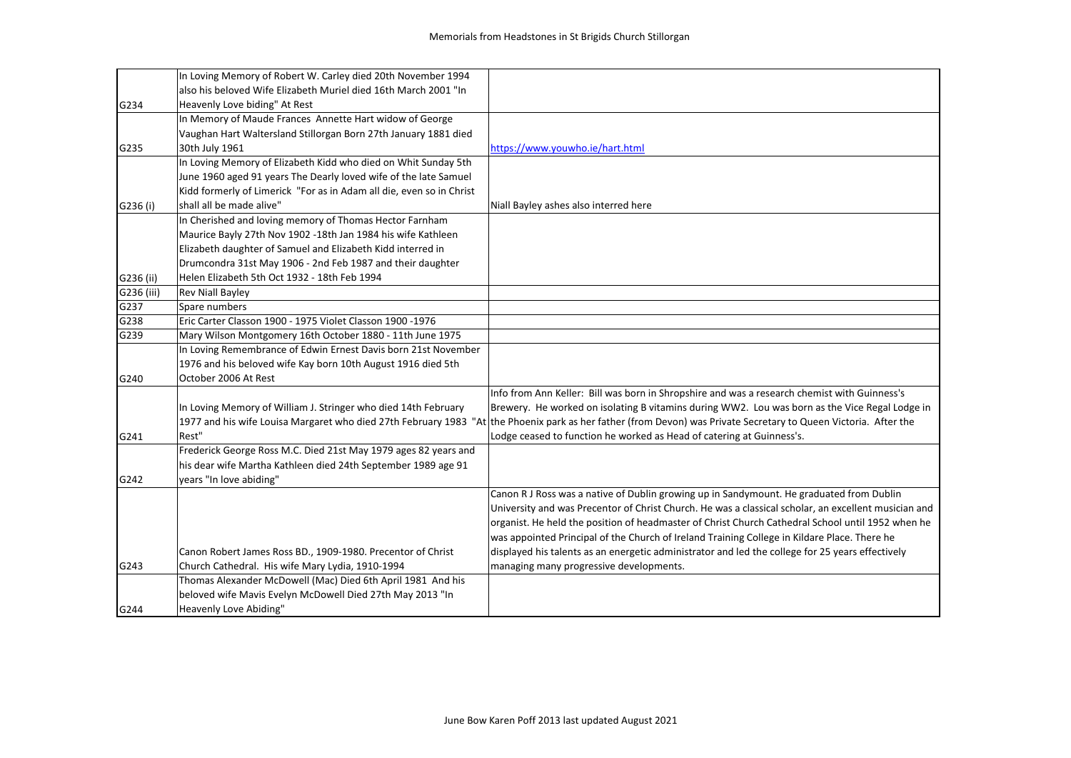# Memorials from Headstones in St Brigids Church Stillorgan

| | | |
|---|---|---|
| G234 | In Loving Memory of Robert W. Carley died 20th November 1994 also his beloved Wife Elizabeth Muriel died 16th March 2001 "In Heavenly Love biding" At Rest | |
| G235 | In Memory of Maude Frances Annette Hart widow of George Vaughan Hart Waltersland Stillorgan Born 27th January 1881 died 30th July 1961 | https://www.youwho.ie/hart.html |
| G236 (i) | In Loving Memory of Elizabeth Kidd who died on Whit Sunday 5th June 1960 aged 91 years The Dearly loved wife of the late Samuel Kidd formerly of Limerick "For as in Adam all die, even so in Christ shall all be made alive" | Niall Bayley ashes also interred here |
| G236 (ii) | In Cherished and loving memory of Thomas Hector Farnham Maurice Bayly 27th Nov 1902 -18th Jan 1984 his wife Kathleen Elizabeth daughter of Samuel and Elizabeth Kidd interred in Drumcondra 31st May 1906 - 2nd Feb 1987 and their daughter Helen Elizabeth 5th Oct 1932 - 18th Feb 1994 | |
| G236 (iii) | Rev Niall Bayley | |
| G237 | Spare numbers | |
| G238 | Eric Carter Classon 1900 - 1975 Violet Classon 1900 -1976 | |
| G239 | Mary Wilson Montgomery 16th October 1880 - 11th June 1975 | |
| G240 | In Loving Remembrance of Edwin Ernest Davis born 21st November 1976 and his beloved wife Kay born 10th August 1916 died 5th October 2006 At Rest | |
| G241 | In Loving Memory of William J. Stringer who died 14th February 1977 and his wife Louisa Margaret who died 27th February 1983 "At Rest" | Info from Ann Keller: Bill was born in Shropshire and was a research chemist with Guinness's Brewery. He worked on isolating B vitamins during WW2. Lou was born as the Vice Regal Lodge in the Phoenix park as her father (from Devon) was Private Secretary to Queen Victoria. After the Lodge ceased to function he worked as Head of catering at Guinness's. |
| G242 | Frederick George Ross M.C. Died 21st May 1979 ages 82 years and his dear wife Martha Kathleen died 24th September 1989 age 91 years "In love abiding" | |
| G243 | Canon Robert James Ross BD., 1909-1980. Precentor of Christ Church Cathedral. His wife Mary Lydia, 1910-1994 | Canon R J Ross was a native of Dublin growing up in Sandymount. He graduated from Dublin University and was Precentor of Christ Church. He was a classical scholar, an excellent musician and organist. He held the position of headmaster of Christ Church Cathedral School until 1952 when he was appointed Principal of the Church of Ireland Training College in Kildare Place. There he displayed his talents as an energetic administrator and led the college for 25 years effectively managing many progressive developments. |
| G244 | Thomas Alexander McDowell (Mac) Died 6th April 1981 And his beloved wife Mavis Evelyn McDowell Died 27th May 2013 "In Heavenly Love Abiding" | |

June Bow Karen Poff 2013 last updated August 2021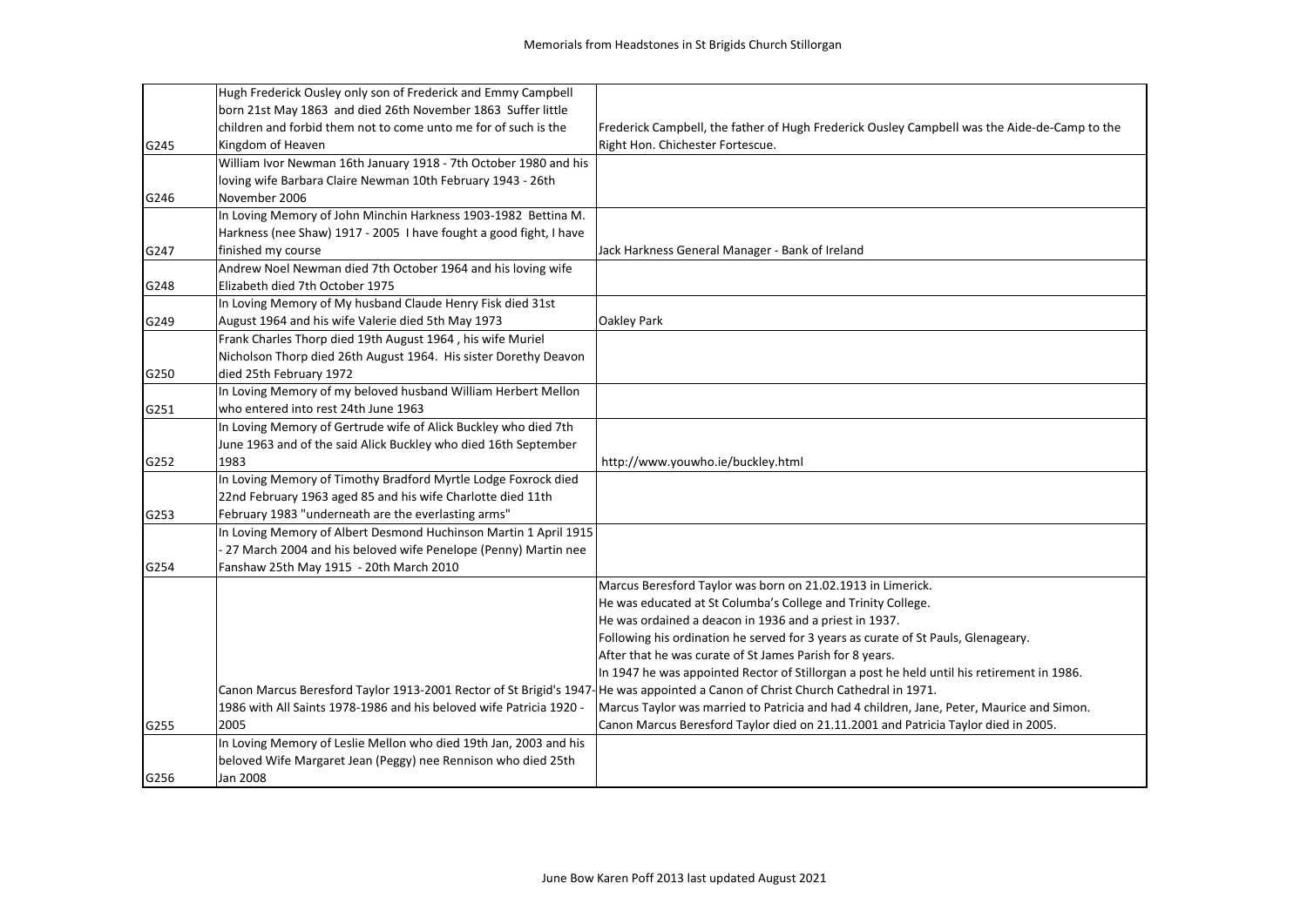# Memorials from Headstones in St Brigids Church Stillorgan

| | | |
|---|---|---|
| G245 | Hugh Frederick Ousley only son of Frederick and Emmy Campbell born 21st May 1863 and died 26th November 1863 Suffer little children and forbid them not to come unto me for of such is the Kingdom of Heaven | Frederick Campbell, the father of Hugh Frederick Ousley Campbell was the Aide-de-Camp to the Right Hon. Chichester Fortescue. |
| G246 | William Ivor Newman 16th January 1918 - 7th October 1980 and his loving wife Barbara Claire Newman 10th February 1943 - 26th November 2006 | |
| G247 | In Loving Memory of John Minchin Harkness 1903-1982 Bettina M. Harkness (nee Shaw) 1917 - 2005 I have fought a good fight, I have finished my course | Jack Harkness General Manager - Bank of Ireland |
| G248 | Andrew Noel Newman died 7th October 1964 and his loving wife Elizabeth died 7th October 1975 | |
| G249 | In Loving Memory of My husband Claude Henry Fisk died 31st August 1964 and his wife Valerie died 5th May 1973 | Oakley Park |
| G250 | Frank Charles Thorp died 19th August 1964 , his wife Muriel Nicholson Thorp died 26th August 1964. His sister Dorethy Deavon died 25th February 1972 | |
| G251 | In Loving Memory of my beloved husband William Herbert Mellon who entered into rest 24th June 1963 | |
| G252 | In Loving Memory of Gertrude wife of Alick Buckley who died 7th June 1963 and of the said Alick Buckley who died 16th September 1983 | http://www.youwho.ie/buckley.html |
| G253 | In Loving Memory of Timothy Bradford Myrtle Lodge Foxrock died 22nd February 1963 aged 85 and his wife Charlotte died 11th February 1983 "underneath are the everlasting arms" | |
| G254 | In Loving Memory of Albert Desmond Huchinson Martin 1 April 1915 - 27 March 2004 and his beloved wife Penelope (Penny) Martin nee Fanshaw 25th May 1915 - 20th March 2010 | |
| G255 | Canon Marcus Beresford Taylor 1913-2001 Rector of St Brigid's 1947-1986 with All Saints 1978-1986 and his beloved wife Patricia 1920 - 2005 | Marcus Beresford Taylor was born on 21.02.1913 in Limerick.<br>He was educated at St Columba's College and Trinity College.<br>He was ordained a deacon in 1936 and a priest in 1937.<br>Following his ordination he served for 3 years as curate of St Pauls, Glenageary.<br>After that he was curate of St James Parish for 8 years.<br>In 1947 he was appointed Rector of Stillorgan a post he held until his retirement in 1986.<br>He was appointed a Canon of Christ Church Cathedral in 1971.<br>Marcus Taylor was married to Patricia and had 4 children, Jane, Peter, Maurice and Simon.<br>Canon Marcus Beresford Taylor died on 21.11.2001 and Patricia Taylor died in 2005. |
| G256 | In Loving Memory of Leslie Mellon who died 19th Jan, 2003 and his beloved Wife Margaret Jean (Peggy) nee Rennison who died 25th Jan 2008 | |

June Bow Karen Poff 2013 last updated August 2021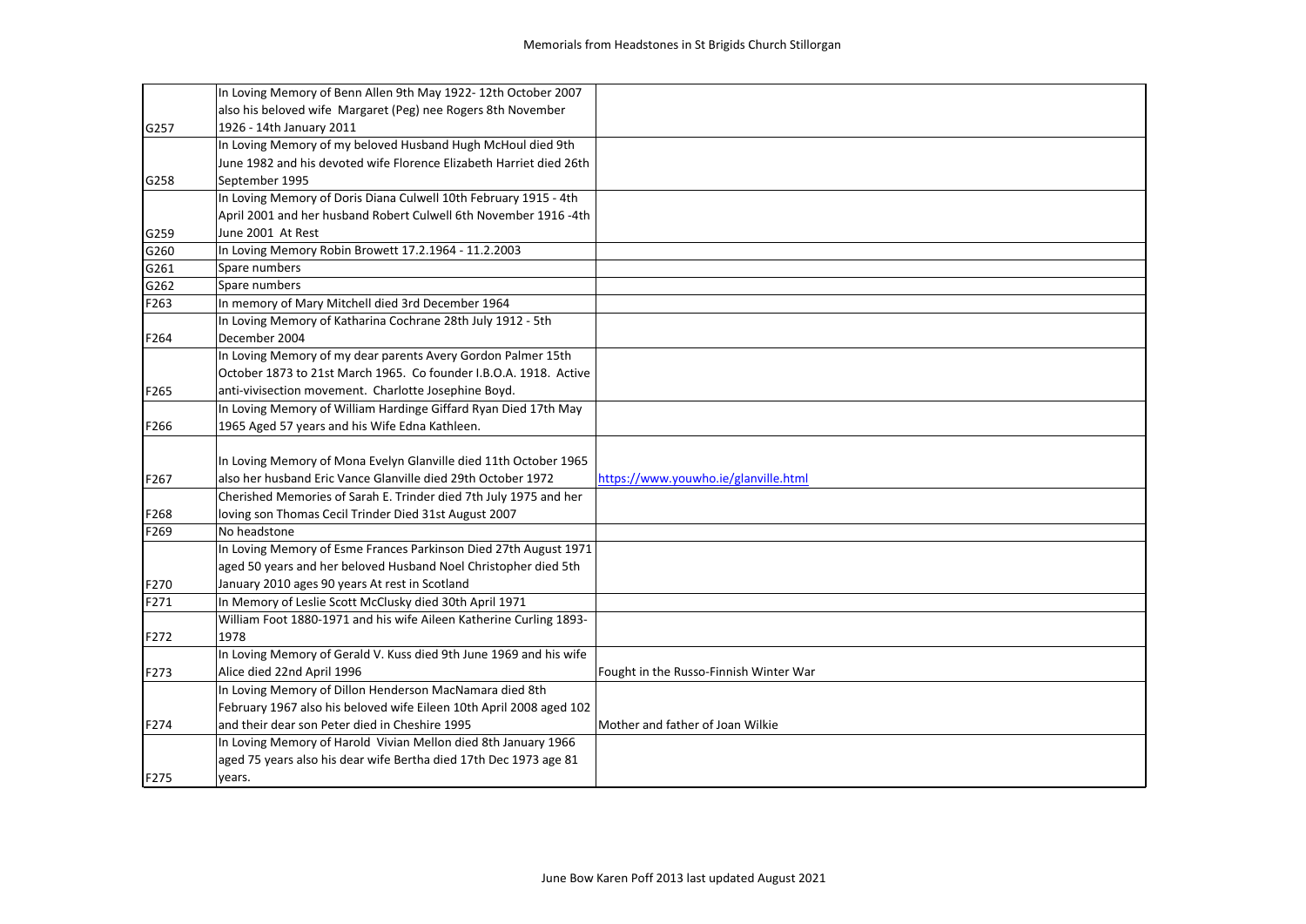# Memorials from Headstones in St Brigids Church Stillorgan

| | | |
|---|---|---|
| G257 | In Loving Memory of Benn Allen 9th May 1922- 12th October 2007 also his beloved wife Margaret (Peg) nee Rogers 8th November 1926 - 14th January 2011 | |
| G258 | In Loving Memory of my beloved Husband Hugh McHoul died 9th June 1982 and his devoted wife Florence Elizabeth Harriet died 26th September 1995 | |
| G259 | In Loving Memory of Doris Diana Culwell 10th February 1915 - 4th April 2001 and her husband Robert Culwell 6th November 1916 -4th June 2001 At Rest | |
| G260 | In Loving Memory Robin Browett 17.2.1964 - 11.2.2003 | |
| G261 | Spare numbers | |
| G262 | Spare numbers | |
| F263 | In memory of Mary Mitchell died 3rd December 1964 | |
| F264 | In Loving Memory of Katharina Cochrane 28th July 1912 - 5th December 2004 | |
| F265 | In Loving Memory of my dear parents Avery Gordon Palmer 15th October 1873 to 21st March 1965. Co founder I.B.O.A. 1918. Active anti-vivisection movement. Charlotte Josephine Boyd. | |
| F266 | In Loving Memory of William Hardinge Giffard Ryan Died 17th May 1965 Aged 57 years and his Wife Edna Kathleen. | |
| F267 | In Loving Memory of Mona Evelyn Glanville died 11th October 1965 also her husband Eric Vance Glanville died 29th October 1972 | https://www.youwho.ie/glanville.html |
| F268 | Cherished Memories of Sarah E. Trinder died 7th July 1975 and her loving son Thomas Cecil Trinder Died 31st August 2007 | |
| F269 | No headstone | |
| F270 | In Loving Memory of Esme Frances Parkinson Died 27th August 1971 aged 50 years and her beloved Husband Noel Christopher died 5th January 2010 ages 90 years At rest in Scotland | |
| F271 | In Memory of Leslie Scott McClusky died 30th April 1971 | |
| F272 | William Foot 1880-1971 and his wife Aileen Katherine Curling 1893-1978 | |
| F273 | In Loving Memory of Gerald V. Kuss died 9th June 1969 and his wife Alice died 22nd April 1996 | Fought in the Russo-Finnish Winter War |
| F274 | In Loving Memory of Dillon Henderson MacNamara died 8th February 1967 also his beloved wife Eileen 10th April 2008 aged 102 and their dear son Peter died in Cheshire 1995 | Mother and father of Joan Wilkie |
| F275 | In Loving Memory of Harold Vivian Mellon died 8th January 1966 aged 75 years also his dear wife Bertha died 17th Dec 1973 age 81 years. | |

June Bow Karen Poff 2013 last updated August 2021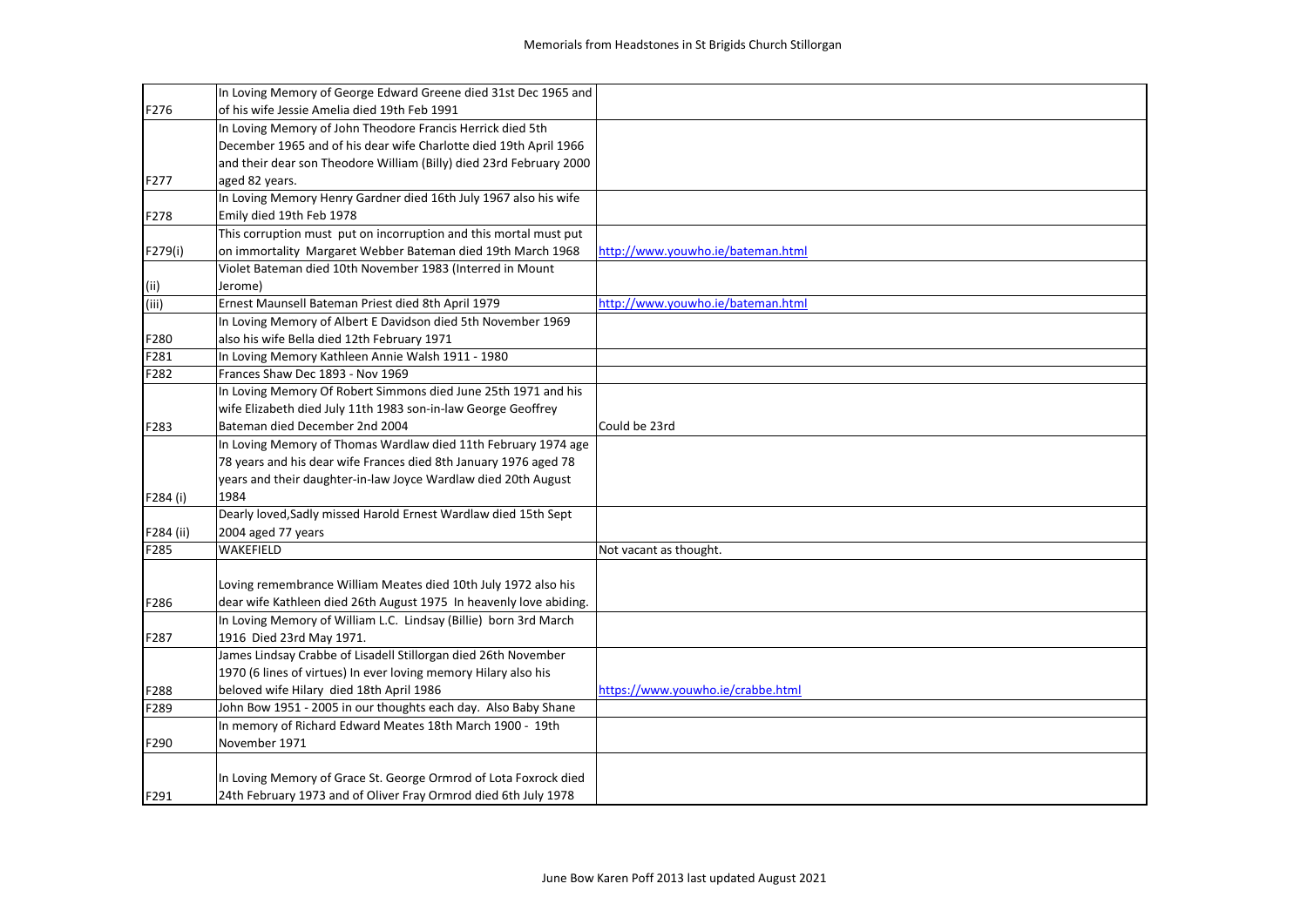| | | |
|---|---|---|
| F276 | In Loving Memory of George Edward Greene died 31st Dec 1965 and of his wife Jessie Amelia died 19th Feb 1991 | |
| F277 | In Loving Memory of John Theodore Francis Herrick died 5th December 1965 and of his dear wife Charlotte died 19th April 1966 and their dear son Theodore William (Billy) died 23rd February 2000 aged 82 years. | |
| F278 | In Loving Memory Henry Gardner died 16th July 1967 also his wife Emily died 19th Feb 1978 | |
| F279(i) | This corruption must put on incorruption and this mortal must put on immortality Margaret Webber Bateman died 19th March 1968 | http://www.youwho.ie/bateman.html |
| (ii) | Violet Bateman died 10th November 1983 (Interred in Mount Jerome) | |
| (iii) | Ernest Maunsell Bateman Priest died 8th April 1979 | http://www.youwho.ie/bateman.html |
| F280 | In Loving Memory of Albert E Davidson died 5th November 1969 also his wife Bella died 12th February 1971 | |
| F281 | In Loving Memory Kathleen Annie Walsh 1911 - 1980 | |
| F282 | Frances Shaw Dec 1893 - Nov 1969 | |
| F283 | In Loving Memory Of Robert Simmons died June 25th 1971 and his wife Elizabeth died July 11th 1983 son-in-law George Geoffrey Bateman died December 2nd 2004 | Could be 23rd |
| F284 (i) | In Loving Memory of Thomas Wardlaw died 11th February 1974 age 78 years and his dear wife Frances died 8th January 1976 aged 78 years and their daughter-in-law Joyce Wardlaw died 20th August 1984 | |
| F284 (ii) | Dearly loved,Sadly missed Harold Ernest Wardlaw died 15th Sept 2004 aged 77 years | |
| F285 | WAKEFIELD | Not vacant as thought. |
| F286 | Loving remembrance William Meates died 10th July 1972 also his dear wife Kathleen died 26th August 1975 In heavenly love abiding. | |
| F287 | In Loving Memory of William L.C. Lindsay (Billie) born 3rd March 1916 Died 23rd May 1971. | |
| F288 | James Lindsay Crabbe of Lisadell Stillorgan died 26th November 1970 (6 lines of virtues) In ever loving memory Hilary also his beloved wife Hilary died 18th April 1986 | https://www.youwho.ie/crabbe.html |
| F289 | John Bow 1951 - 2005 in our thoughts each day. Also Baby Shane | |
| F290 | In memory of Richard Edward Meates 18th March 1900 - 19th November 1971 | |
| F291 | In Loving Memory of Grace St. George Ormrod of Lota Foxrock died 24th February 1973 and of Oliver Fray Ormrod died 6th July 1978 | |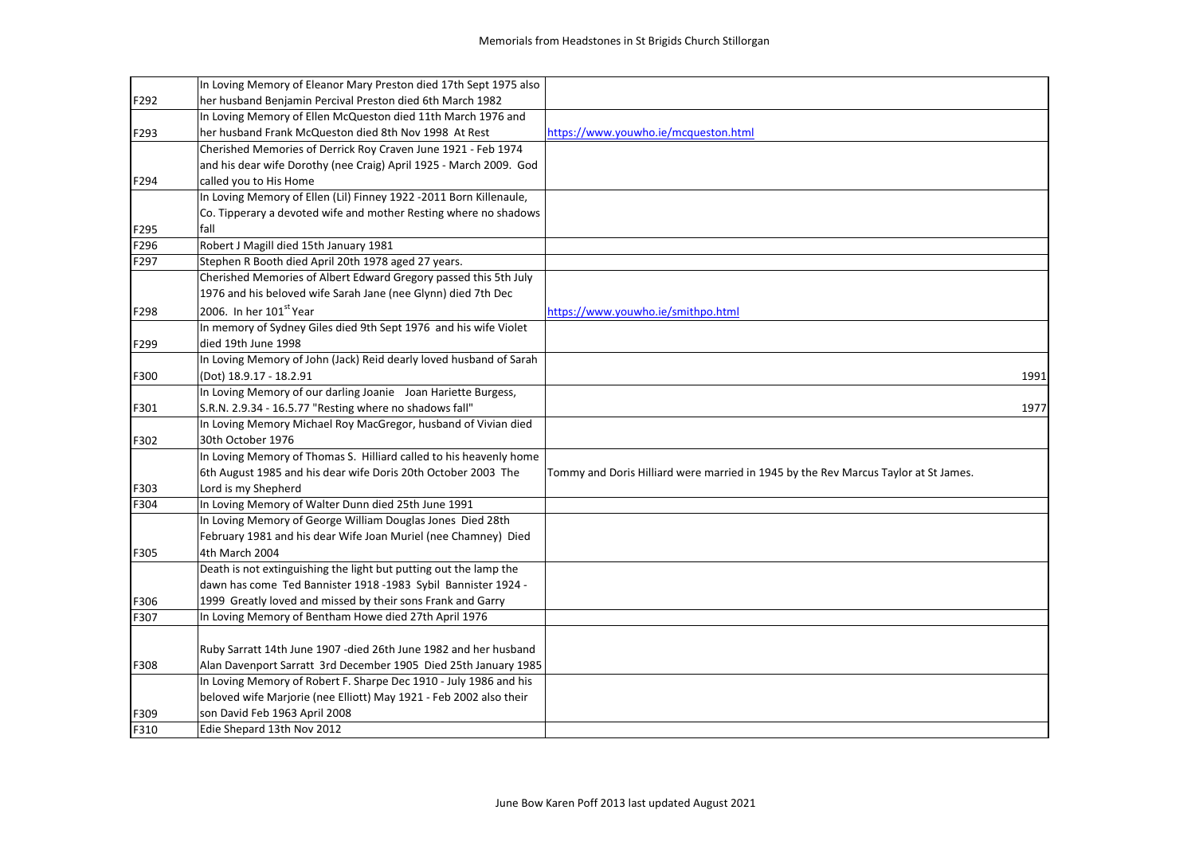| | | |
|---|---|---|
| F292 | In Loving Memory of Eleanor Mary Preston died 17th Sept 1975 also her husband Benjamin Percival Preston died 6th March 1982 | |
| F293 | In Loving Memory of Ellen McQueston died 11th March 1976 and her husband Frank McQueston died 8th Nov 1998 At Rest | https://www.youwho.ie/mcqueston.html |
| F294 | Cherished Memories of Derrick Roy Craven June 1921 - Feb 1974 and his dear wife Dorothy (nee Craig) April 1925 - March 2009. God called you to His Home | |
| F295 | In Loving Memory of Ellen (Lil) Finney 1922 -2011 Born Killenaule, Co. Tipperary a devoted wife and mother Resting where no shadows fall | |
| F296 | Robert J Magill died 15th January 1981 | |
| F297 | Stephen R Booth died April 20th 1978 aged 27 years. | |
| F298 | Cherished Memories of Albert Edward Gregory passed this 5th July 1976 and his beloved wife Sarah Jane (nee Glynn) died 7th Dec 2006. In her 101st Year | https://www.youwho.ie/smithpo.html |
| F299 | In memory of Sydney Giles died 9th Sept 1976 and his wife Violet died 19th June 1998 | |
| F300 | In Loving Memory of John (Jack) Reid dearly loved husband of Sarah (Dot) 18.9.17 - 18.2.91 | 1991 |
| F301 | In Loving Memory of our darling Joanie Joan Hariette Burgess, S.R.N. 2.9.34 - 16.5.77 "Resting where no shadows fall" | 1977 |
| F302 | In Loving Memory Michael Roy MacGregor, husband of Vivian died 30th October 1976 | |
| F303 | In Loving Memory of Thomas S. Hilliard called to his heavenly home 6th August 1985 and his dear wife Doris 20th October 2003 The Lord is my Shepherd | Tommy and Doris Hilliard were married in 1945 by the Rev Marcus Taylor at St James. |
| F304 | In Loving Memory of Walter Dunn died 25th June 1991 | |
| F305 | In Loving Memory of George William Douglas Jones Died 28th February 1981 and his dear Wife Joan Muriel (nee Chamney) Died 4th March 2004 | |
| F306 | Death is not extinguishing the light but putting out the lamp the dawn has come Ted Bannister 1918 -1983 Sybil Bannister 1924 - 1999 Greatly loved and missed by their sons Frank and Garry | |
| F307 | In Loving Memory of Bentham Howe died 27th April 1976 | |
| F308 | Ruby Sarratt 14th June 1907 -died 26th June 1982 and her husband Alan Davenport Sarratt 3rd December 1905 Died 25th January 1985 | |
| F309 | In Loving Memory of Robert F. Sharpe Dec 1910 - July 1986 and his beloved wife Marjorie (nee Elliott) May 1921 - Feb 2002 also their son David Feb 1963 April 2008 | |
| F310 | Edie Shepard 13th Nov 2012 | |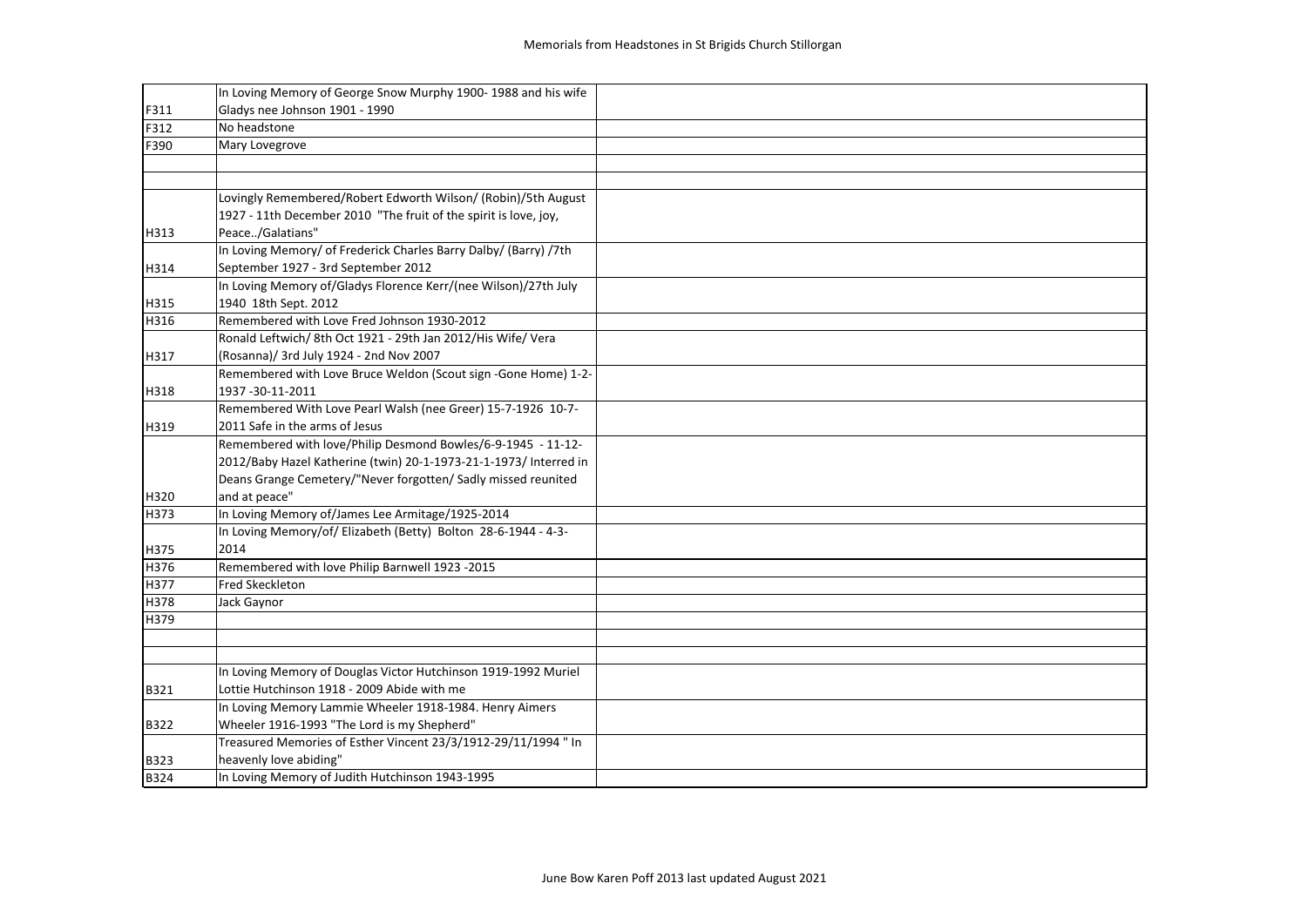# Memorials from Headstones in St Brigids Church Stillorgan

| | | |
|---|---|---|
| F311 | In Loving Memory of George Snow Murphy 1900- 1988 and his wife Gladys nee Johnson 1901 - 1990 | |
| F312 | No headstone | |
| F390 | Mary Lovegrove | |
| | | |
| | | |
| H313 | Lovingly Remembered/Robert Edworth Wilson/ (Robin)/5th August 1927 - 11th December 2010 "The fruit of the spirit is love, joy, Peace../Galatians" | |
| H314 | In Loving Memory/ of Frederick Charles Barry Dalby/ (Barry) /7th September 1927 - 3rd September 2012 | |
| H315 | In Loving Memory of/Gladys Florence Kerr/(nee Wilson)/27th July 1940 18th Sept. 2012 | |
| H316 | Remembered with Love Fred Johnson 1930-2012 | |
| H317 | Ronald Leftwich/ 8th Oct 1921 - 29th Jan 2012/His Wife/ Vera (Rosanna)/ 3rd July 1924 - 2nd Nov 2007 | |
| H318 | Remembered with Love Bruce Weldon (Scout sign -Gone Home) 1-2-1937 -30-11-2011 | |
| H319 | Remembered With Love Pearl Walsh (nee Greer) 15-7-1926 10-7-2011 Safe in the arms of Jesus | |
| H320 | Remembered with love/Philip Desmond Bowles/6-9-1945 - 11-12-2012/Baby Hazel Katherine (twin) 20-1-1973-21-1-1973/ Interred in Deans Grange Cemetery/"Never forgotten/ Sadly missed reunited and at peace" | |
| H373 | In Loving Memory of/James Lee Armitage/1925-2014 | |
| H375 | In Loving Memory/of/ Elizabeth (Betty) Bolton 28-6-1944 - 4-3-2014 | |
| H376 | Remembered with love Philip Barnwell 1923 -2015 | |
| H377 | Fred Skeckleton | |
| H378 | Jack Gaynor | |
| H379 | | |
| | | |
| | | |
| B321 | In Loving Memory of Douglas Victor Hutchinson 1919-1992 Muriel Lottie Hutchinson 1918 - 2009 Abide with me | |
| B322 | In Loving Memory Lammie Wheeler 1918-1984. Henry Aimers Wheeler 1916-1993 "The Lord is my Shepherd" | |
| B323 | Treasured Memories of Esther Vincent 23/3/1912-29/11/1994 " In heavenly love abiding" | |
| B324 | In Loving Memory of Judith Hutchinson 1943-1995 | |

June Bow Karen Poff 2013 last updated August 2021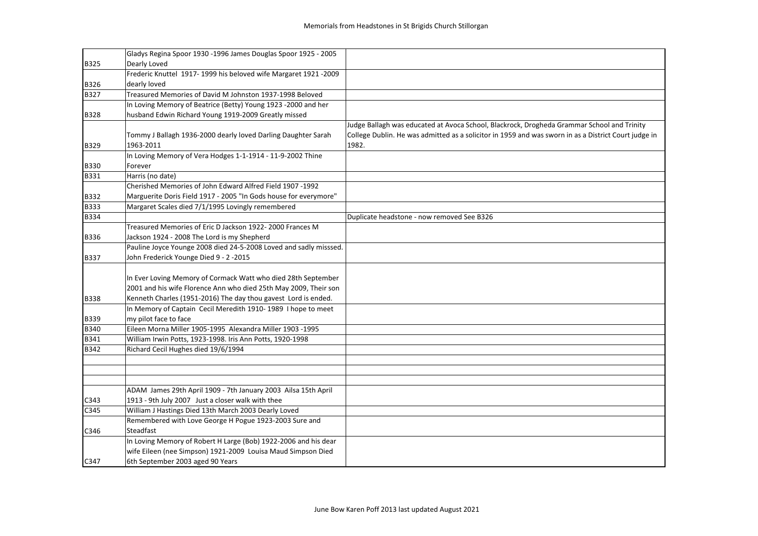# Memorials from Headstones in St Brigids Church Stillorgan

| | | |
|---|---|---|
| B325 | Gladys Regina Spoor 1930 -1996 James Douglas Spoor 1925 - 2005 Dearly Loved | |
| B326 | Frederic Knuttel 1917- 1999 his beloved wife Margaret 1921 -2009 dearly loved | |
| B327 | Treasured Memories of David M Johnston 1937-1998 Beloved | |
| B328 | In Loving Memory of Beatrice (Betty) Young 1923 -2000 and her husband Edwin Richard Young 1919-2009 Greatly missed | |
| B329 | Tommy J Ballagh 1936-2000 dearly loved Darling Daughter Sarah 1963-2011 | Judge Ballagh was educated at Avoca School, Blackrock, Drogheda Grammar School and Trinity College Dublin. He was admitted as a solicitor in 1959 and was sworn in as a District Court judge in 1982. |
| B330 | In Loving Memory of Vera Hodges 1-1-1914 - 11-9-2002 Thine Forever | |
| B331 | Harris (no date) | |
| B332 | Cherished Memories of John Edward Alfred Field 1907 -1992 Marguerite Doris Field 1917 - 2005 "In Gods house for everymore" | |
| B333 | Margaret Scales died 7/1/1995 Lovingly remembered | |
| B334 | | Duplicate headstone - now removed See B326 |
| B336 | Treasured Memories of Eric D Jackson 1922- 2000 Frances M Jackson 1924 - 2008 The Lord is my Shepherd | |
| B337 | Pauline Joyce Younge 2008 died 24-5-2008 Loved and sadly misssed. John Frederick Younge Died 9 - 2 -2015 | |
| B338 | In Ever Loving Memory of Cormack Watt who died 28th September 2001 and his wife Florence Ann who died 25th May 2009, Their son Kenneth Charles (1951-2016) The day thou gavest Lord is ended. | |
| B339 | In Memory of Captain Cecil Meredith 1910- 1989 I hope to meet my pilot face to face | |
| B340 | Eileen Morna Miller 1905-1995 Alexandra Miller 1903 -1995 | |
| B341 | William Irwin Potts, 1923-1998. Iris Ann Potts, 1920-1998 | |
| B342 | Richard Cecil Hughes died 19/6/1994 | |
| | | |
| | | |
| | | |
| C343 | ADAM James 29th April 1909 - 7th January 2003 Ailsa 15th April 1913 - 9th July 2007 Just a closer walk with thee | |
| C345 | William J Hastings Died 13th March 2003 Dearly Loved | |
| C346 | Remembered with Love George H Pogue 1923-2003 Sure and Steadfast | |
| C347 | In Loving Memory of Robert H Large (Bob) 1922-2006 and his dear wife Eileen (nee Simpson) 1921-2009 Louisa Maud Simpson Died 6th September 2003 aged 90 Years | |

June Bow Karen Poff 2013 last updated August 2021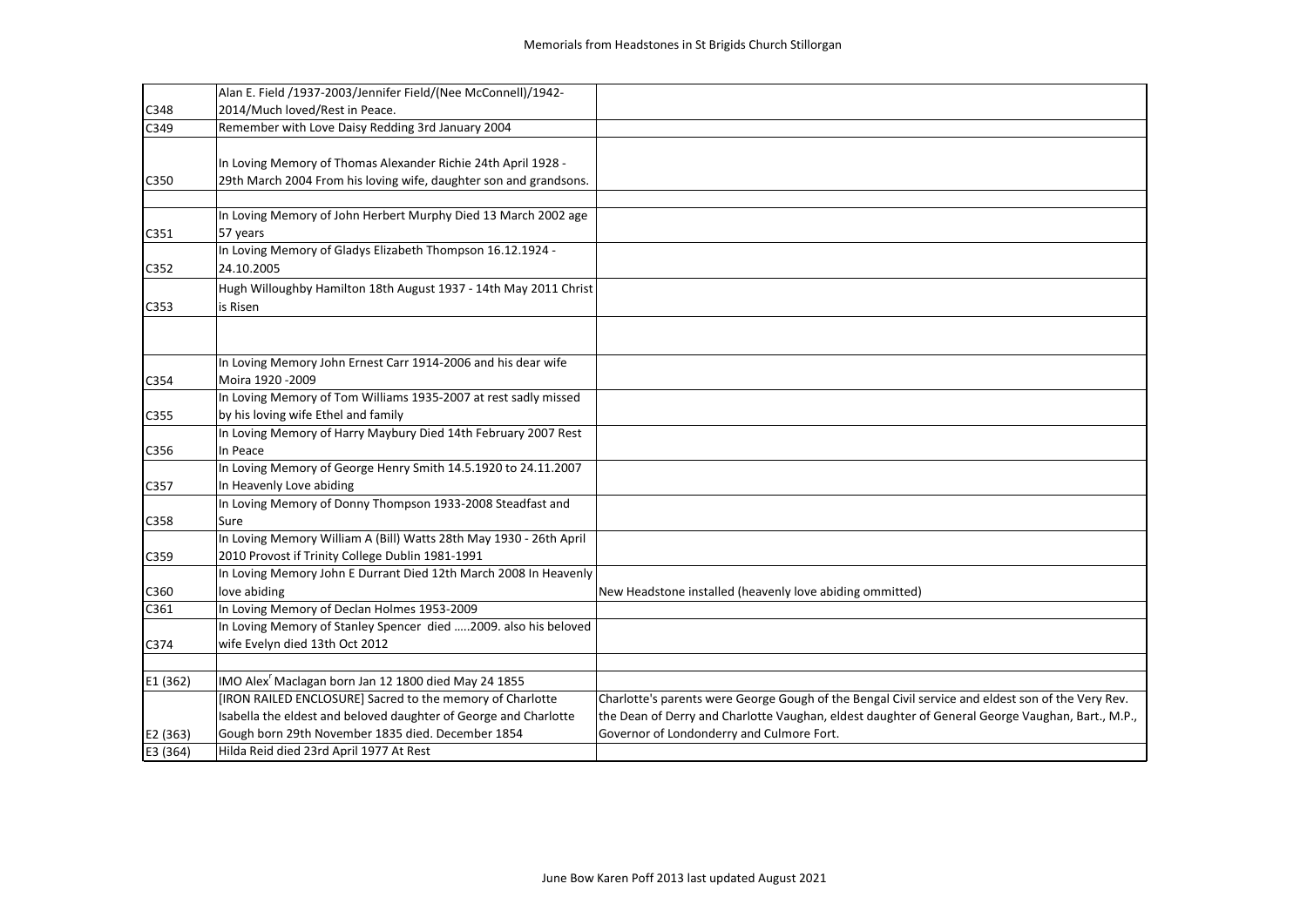# Memorials from Headstones in St Brigids Church Stillorgan

| | | |
|---|---|---|
| C348 | Alan E. Field /1937-2003/Jennifer Field/(Nee McConnell)/1942-2014/Much loved/Rest in Peace. | |
| C349 | Remember with Love Daisy Redding 3rd January 2004 | |
| C350 | In Loving Memory of Thomas Alexander Richie 24th April 1928 - 29th March 2004 From his loving wife, daughter son and grandsons. | |
| | | |
| C351 | In Loving Memory of John Herbert Murphy Died 13 March 2002 age 57 years | |
| C352 | In Loving Memory of Gladys Elizabeth Thompson 16.12.1924 - 24.10.2005 | |
| C353 | Hugh Willoughby Hamilton 18th August 1937 - 14th May 2011 Christ is Risen | |
| | | |
| C354 | In Loving Memory John Ernest Carr 1914-2006 and his dear wife Moira 1920 -2009 | |
| C355 | In Loving Memory of Tom Williams 1935-2007 at rest sadly missed by his loving wife Ethel and family | |
| C356 | In Loving Memory of Harry Maybury Died 14th February 2007 Rest In Peace | |
| C357 | In Loving Memory of George Henry Smith 14.5.1920 to 24.11.2007 In Heavenly Love abiding | |
| C358 | In Loving Memory of Donny Thompson 1933-2008 Steadfast and Sure | |
| C359 | In Loving Memory William A (Bill) Watts 28th May 1930 - 26th April 2010 Provost if Trinity College Dublin 1981-1991 | |
| C360 | In Loving Memory John E Durrant Died 12th March 2008 In Heavenly love abiding | New Headstone installed (heavenly love abiding ommitted) |
| C361 | In Loving Memory of Declan Holmes 1953-2009 | |
| C374 | In Loving Memory of Stanley Spencer died .....2009. also his beloved wife Evelyn died 13th Oct 2012 | |
| | | |
| E1 (362) | IMO Alex[r] Maclagan born Jan 12 1800 died May 24 1855 | |
| E2 (363) | [IRON RAILED ENCLOSURE] Sacred to the memory of Charlotte Isabella the eldest and beloved daughter of George and Charlotte Gough born 29th November 1835 died. December 1854 | Charlotte's parents were George Gough of the Bengal Civil service and eldest son of the Very Rev. the Dean of Derry and Charlotte Vaughan, eldest daughter of General George Vaughan, Bart., M.P., Governor of Londonderry and Culmore Fort. |
| E3 (364) | Hilda Reid died 23rd April 1977 At Rest | |

June Bow Karen Poff 2013 last updated August 2021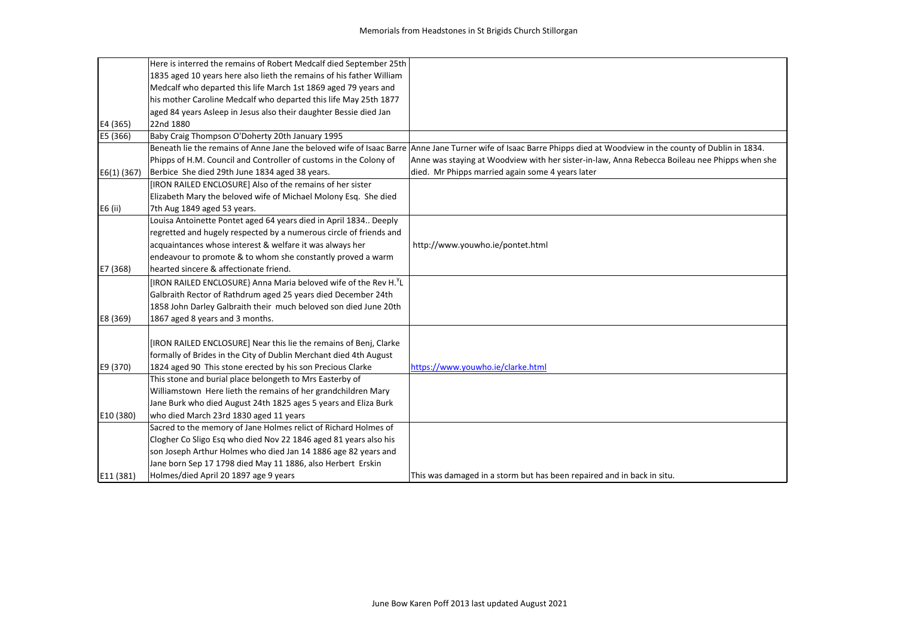| | | |
|---|---|---|
| E4 (365) | Here is interred the remains of Robert Medcalf died September 25th 1835 aged 10 years here also lieth the remains of his father William Medcalf who departed this life March 1st 1869 aged 79 years and his mother Caroline Medcalf who departed this life May 25th 1877 aged 84 years Asleep in Jesus also their daughter Bessie died Jan 22nd 1880 | |
| E5 (366) | Baby Craig Thompson O'Doherty 20th January 1995 | |
| E6(1) (367) | Beneath lie the remains of Anne Jane the beloved wife of Isaac Barre Phipps of H.M. Council and Controller of customs in the Colony of Berbice She died 29th June 1834 aged 38 years. | Anne Jane Turner wife of Isaac Barre Phipps died at Woodview in the county of Dublin in 1834. Anne was staying at Woodview with her sister-in-law, Anna Rebecca Boileau nee Phipps when she died. Mr Phipps married again some 4 years later |
| E6 (ii) | [IRON RAILED ENCLOSURE] Also of the remains of her sister Elizabeth Mary the beloved wife of Michael Molony Esq. She died 7th Aug 1849 aged 53 years. | |
| E7 (368) | Louisa Antoinette Pontet aged 64 years died in April 1834.. Deeply regretted and hugely respected by a numerous circle of friends and acquaintances whose interest & welfare it was always her endeavour to promote & to whom she constantly proved a warm hearted sincere & affectionate friend. | http://www.youwho.ie/pontet.html |
| E8 (369) | [IRON RAILED ENCLOSURE} Anna Maria beloved wife of the Rev H.[Y]L Galbraith Rector of Rathdrum aged 25 years died December 24th 1858 John Darley Galbraith their much beloved son died June 20th 1867 aged 8 years and 3 months. | |
| E9 (370) | [IRON RAILED ENCLOSURE] Near this lie the remains of Benj, Clarke formally of Brides in the City of Dublin Merchant died 4th August 1824 aged 90 This stone erected by his son Precious Clarke | https://www.youwho.ie/clarke.html |
| E10 (380) | This stone and burial place belongeth to Mrs Easterby of Williamstown Here lieth the remains of her grandchildren Mary Jane Burk who died August 24th 1825 ages 5 years and Eliza Burk who died March 23rd 1830 aged 11 years | |
| E11 (381) | Sacred to the memory of Jane Holmes relict of Richard Holmes of Clogher Co Sligo Esq who died Nov 22 1846 aged 81 years also his son Joseph Arthur Holmes who died Jan 14 1886 age 82 years and Jane born Sep 17 1798 died May 11 1886, also Herbert Erskin Holmes/died April 20 1897 age 9 years | This was damaged in a storm but has been repaired and in back in situ. |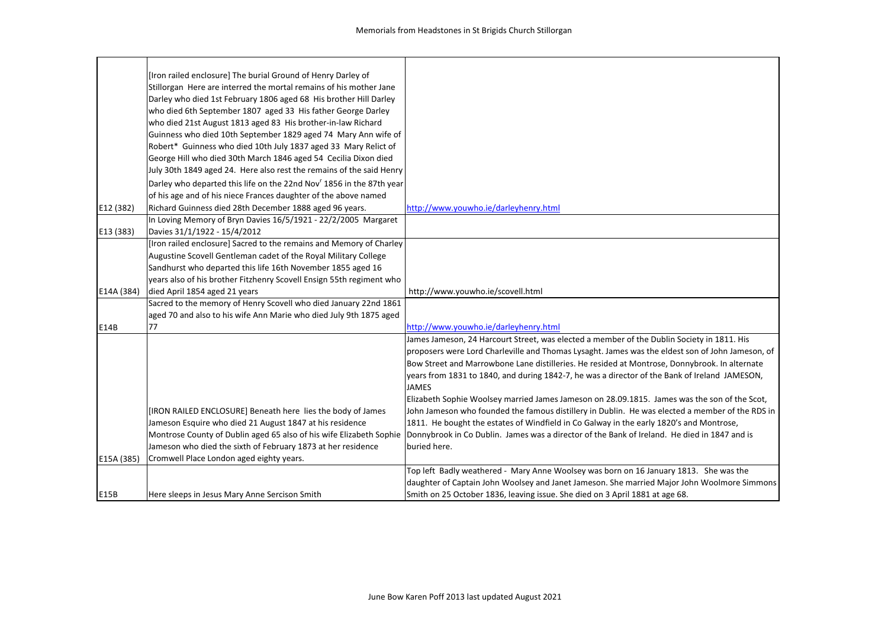| | | |
|---|---|---|
| E12 (382) | [Iron railed enclosure] The burial Ground of Henry Darley of Stillorgan Here are interred the mortal remains of his mother Jane Darley who died 1st February 1806 aged 68 His brother Hill Darley who died 6th September 1807 aged 33 His father George Darley who died 21st August 1813 aged 83 His brother-in-law Richard Guinness who died 10th September 1829 aged 74 Mary Ann wife of Robert* Guinness who died 10th July 1837 aged 33 Mary Relict of George Hill who died 30th March 1846 aged 54 Cecilia Dixon died July 30th 1849 aged 24. Here also rest the remains of the said Henry Darley who departed this life on the 22nd Nov[r] 1856 in the 87th year of his age and of his niece Frances daughter of the above named Richard Guinness died 28th December 1888 aged 96 years. | http://www.youwho.ie/darleyhenry.html |
| E13 (383) | In Loving Memory of Bryn Davies 16/5/1921 - 22/2/2005 Margaret Davies 31/1/1922 - 15/4/2012 | |
| E14A (384) | [Iron railed enclosure] Sacred to the remains and Memory of Charley Augustine Scovell Gentleman cadet of the Royal Military College Sandhurst who departed this life 16th November 1855 aged 16 years also of his brother Fitzhenry Scovell Ensign 55th regiment who died April 1854 aged 21 years | http://www.youwho.ie/scovell.html |
| E14B | Sacred to the memory of Henry Scovell who died January 22nd 1861 aged 70 and also to his wife Ann Marie who died July 9th 1875 aged 77 | http://www.youwho.ie/darleyhenry.html |
| E15A (385) | [IRON RAILED ENCLOSURE] Beneath here lies the body of James Jameson Esquire who died 21 August 1847 at his residence Montrose County of Dublin aged 65 also of his wife Elizabeth Sophie Jameson who died the sixth of February 1873 at her residence Cromwell Place London aged eighty years. | James Jameson, 24 Harcourt Street, was elected a member of the Dublin Society in 1811. His proposers were Lord Charleville and Thomas Lysaght. James was the eldest son of John Jameson, of Bow Street and Marrowbone Lane distilleries. He resided at Montrose, Donnybrook. In alternate years from 1831 to 1840, and during 1842-7, he was a director of the Bank of Ireland JAMESON, JAMES<br>Elizabeth Sophie Woolsey married James Jameson on 28.09.1815. James was the son of the Scot, John Jameson who founded the famous distillery in Dublin. He was elected a member of the RDS in 1811. He bought the estates of Windfield in Co Galway in the early 1820's and Montrose, Donnybrook in Co Dublin. James was a director of the Bank of Ireland. He died in 1847 and is buried here. |
| E15B | Here sleeps in Jesus Mary Anne Sercison Smith | Top left Badly weathered - Mary Anne Woolsey was born on 16 January 1813. She was the daughter of Captain John Woolsey and Janet Jameson. She married Major John Woolmore Simmons Smith on 25 October 1836, leaving issue. She died on 3 April 1881 at age 68. |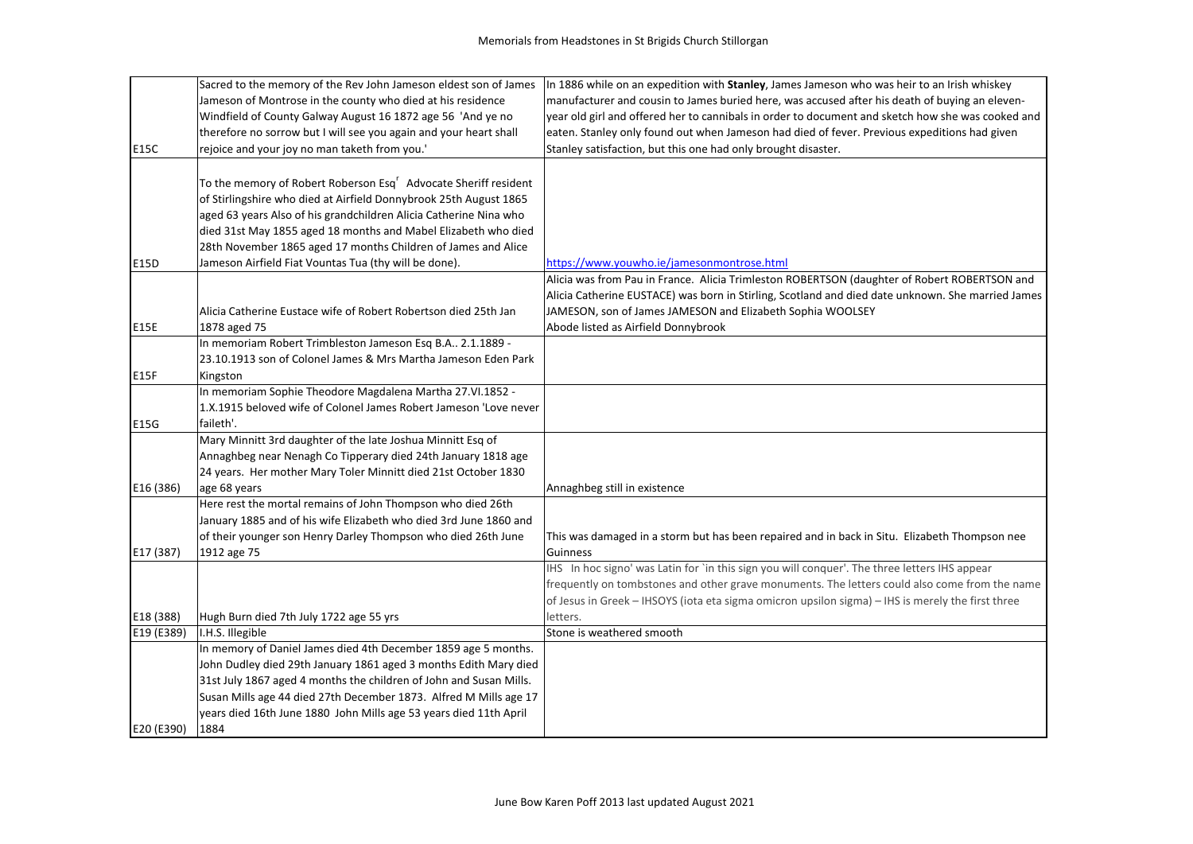# Memorials from Headstones in St Brigids Church Stillorgan

| | | |
|---|---|---|
| E15C | Sacred to the memory of the Rev John Jameson eldest son of James Jameson of Montrose in the county who died at his residence Windfield of County Galway August 16 1872 age 56 'And ye no therefore no sorrow but I will see you again and your heart shall rejoice and your joy no man taketh from you.' | In 1886 while on an expedition with **Stanley**, James Jameson who was heir to an Irish whiskey manufacturer and cousin to James buried here, was accused after his death of buying an eleven-year old girl and offered her to cannibals in order to document and sketch how she was cooked and eaten. Stanley only found out when Jameson had died of fever. Previous expeditions had given Stanley satisfaction, but this one had only brought disaster. |
| E15D | To the memory of Robert Roberson Esq[r] Advocate Sheriff resident of Stirlingshire who died at Airfield Donnybrook 25th August 1865 aged 63 years Also of his grandchildren Alicia Catherine Nina who died 31st May 1855 aged 18 months and Mabel Elizabeth who died 28th November 1865 aged 17 months Children of James and Alice Jameson Airfield Fiat Vountas Tua (thy will be done). | https://www.youwho.ie/jamesonmontrose.html |
| E15E | Alicia Catherine Eustace wife of Robert Robertson died 25th Jan 1878 aged 75 | Alicia was from Pau in France. Alicia Trimleston ROBERTSON (daughter of Robert ROBERTSON and Alicia Catherine EUSTACE) was born in Stirling, Scotland and died date unknown. She married James JAMESON, son of James JAMESON and Elizabeth Sophia WOOLSEY<br>Abode listed as Airfield Donnybrook |
| E15F | In memoriam Robert Trimbleston Jameson Esq B.A.. 2.1.1889 - 23.10.1913 son of Colonel James & Mrs Martha Jameson Eden Park Kingston | |
| E15G | In memoriam Sophie Theodore Magdalena Martha 27.VI.1852 - 1.X.1915 beloved wife of Colonel James Robert Jameson 'Love never faileth'. | |
| E16 (386) | Mary Minnitt 3rd daughter of the late Joshua Minnitt Esq of Annaghbeg near Nenagh Co Tipperary died 24th January 1818 age 24 years. Her mother Mary Toler Minnitt died 21st October 1830 age 68 years | Annaghbeg still in existence |
| E17 (387) | Here rest the mortal remains of John Thompson who died 26th January 1885 and of his wife Elizabeth who died 3rd June 1860 and of their younger son Henry Darley Thompson who died 26th June 1912 age 75 | This was damaged in a storm but has been repaired and in back in Situ. Elizabeth Thompson nee Guinness |
| E18 (388) | Hugh Burn died 7th July 1722 age 55 yrs | IHS In hoc signo' was Latin for `in this sign you will conquer'. The three letters IHS appear frequently on tombstones and other grave monuments. The letters could also come from the name of Jesus in Greek – IHSOYS (iota eta sigma omicron upsilon sigma) – IHS is merely the first three letters. |
| E19 (E389) | I.H.S. Illegible | Stone is weathered smooth |
| E20 (E390) | In memory of Daniel James died 4th December 1859 age 5 months. John Dudley died 29th January 1861 aged 3 months Edith Mary died 31st July 1867 aged 4 months the children of John and Susan Mills. Susan Mills age 44 died 27th December 1873. Alfred M Mills age 17 years died 16th June 1880 John Mills age 53 years died 11th April 1884 | |

June Bow Karen Poff 2013 last updated August 2021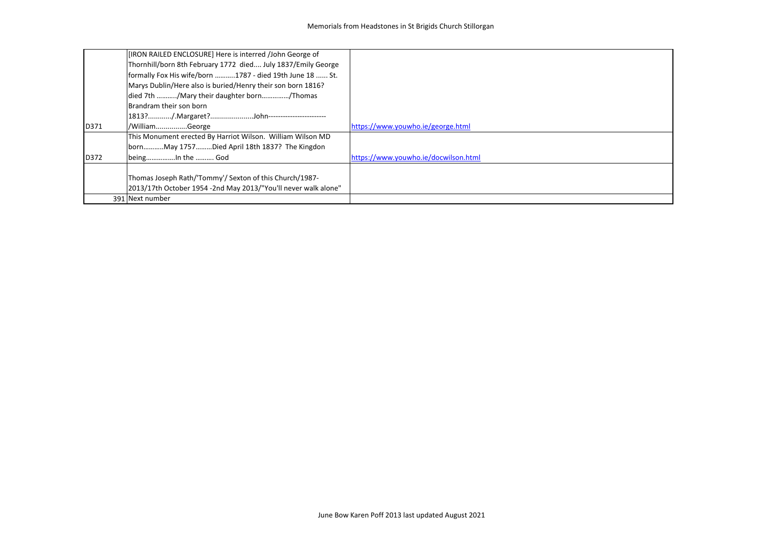| | | |
|---|---|---|
| D371 | [IRON RAILED ENCLOSURE] Here is interred /John George of Thornhill/born 8th February 1772 died.... July 1837/Emily George formally Fox His wife/born ...........1787 - died 19th June 18 ...... St. Marys Dublin/Here also is buried/Henry their son born 1816? died 7th .........../Mary their daughter born............../Thomas Brandram their son born 1813?............/.Margaret?......................John------------------------ /William................George | https://www.youwho.ie/george.html |
| D372 | This Monument erected By Harriot Wilson. William Wilson MD born...........May 1757.........Died April 18th 1837? The Kingdon being................In the .......... God | https://www.youwho.ie/docwilson.html |
| | Thomas Joseph Rath/'Tommy'/ Sexton of this Church/1987-2013/17th October 1954 -2nd May 2013/"You'll never walk alone" | |
| 391 | Next number | |